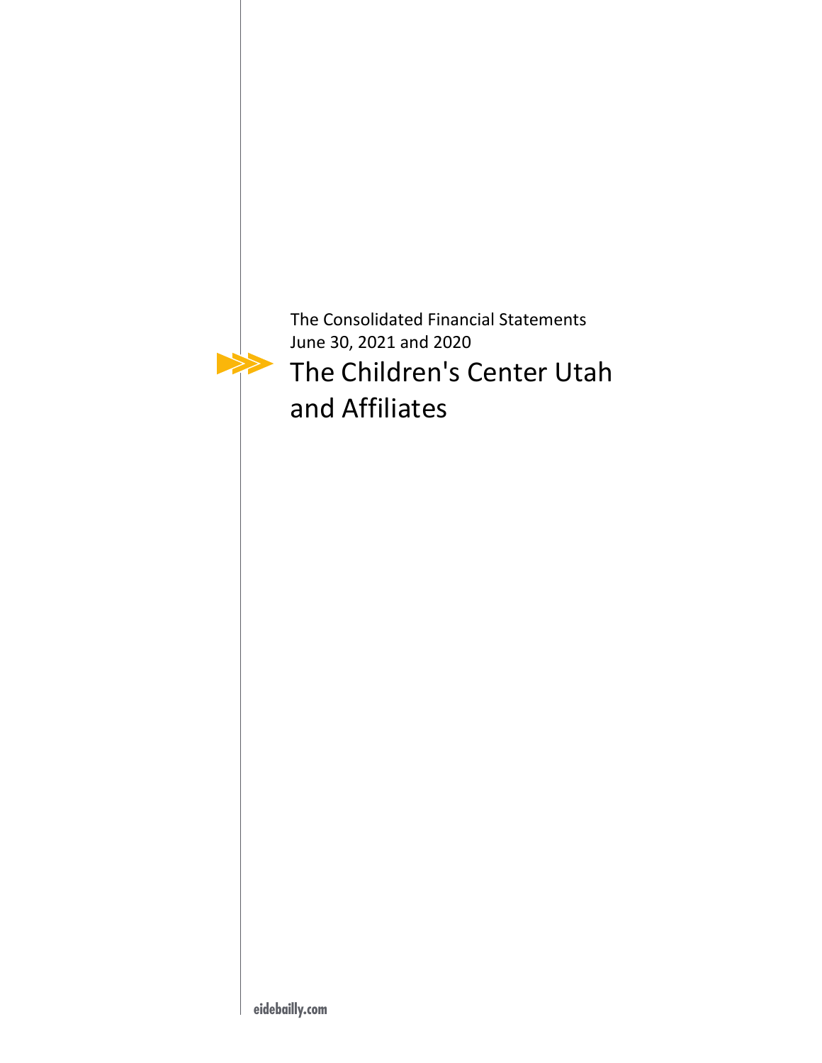The Consolidated Financial Statements
June 30, 2021 and 2020

# The Children's Center Utah and Affiliates

eidebailly.com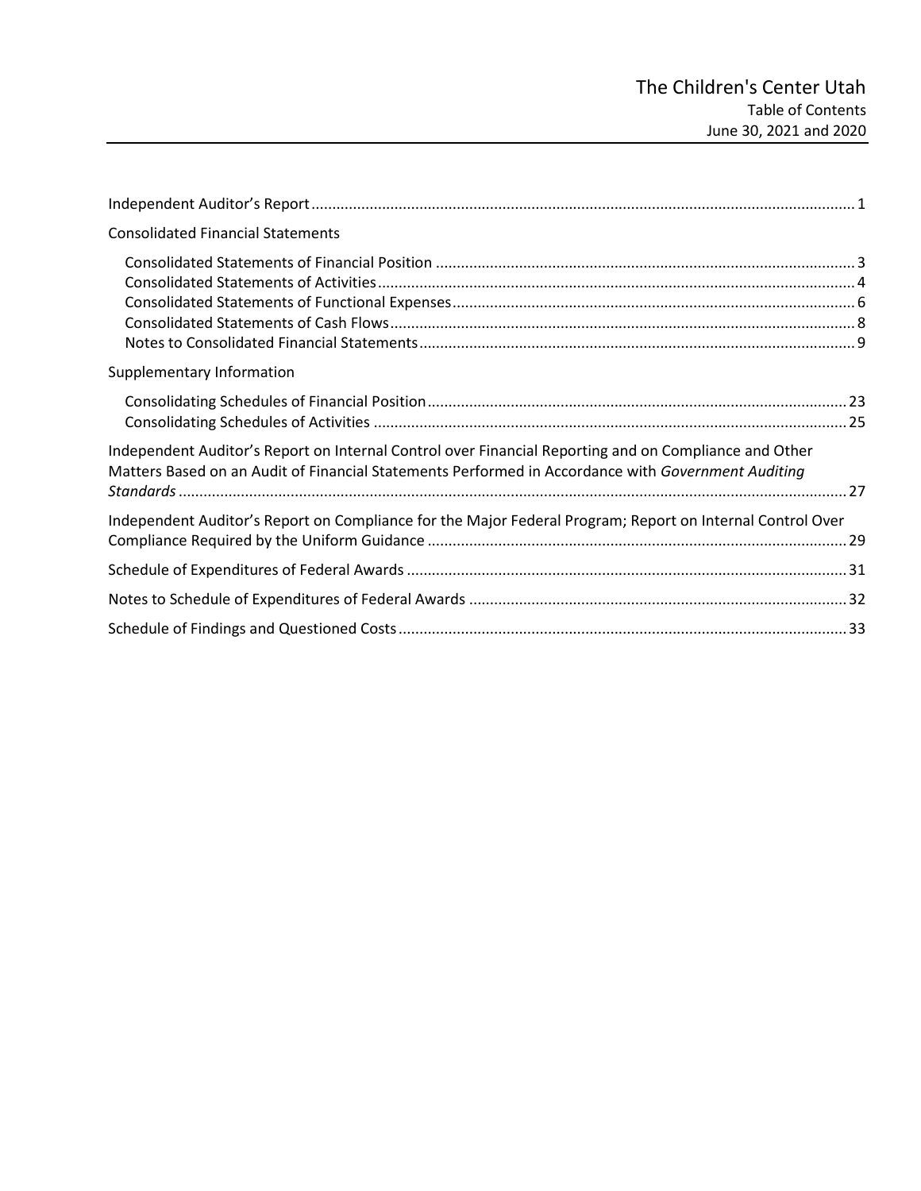# The Children's Center Utah

Table of Contents

June 30, 2021 and 2020

| | |
|---|---|
| Independent Auditor's Report | 1 |
| **Consolidated Financial Statements** | |
| Consolidated Statements of Financial Position | 3 |
| Consolidated Statements of Activities | 4 |
| Consolidated Statements of Functional Expenses | 6 |
| Consolidated Statements of Cash Flows | 8 |
| Notes to Consolidated Financial Statements | 9 |
| **Supplementary Information** | |
| Consolidating Schedules of Financial Position | 23 |
| Consolidating Schedules of Activities | 25 |
| Independent Auditor's Report on Internal Control over Financial Reporting and on Compliance and Other Matters Based on an Audit of Financial Statements Performed in Accordance with *Government Auditing Standards* | 27 |
| Independent Auditor's Report on Compliance for the Major Federal Program; Report on Internal Control Over Compliance Required by the Uniform Guidance | 29 |
| Schedule of Expenditures of Federal Awards | 31 |
| Notes to Schedule of Expenditures of Federal Awards | 32 |
| Schedule of Findings and Questioned Costs | 33 |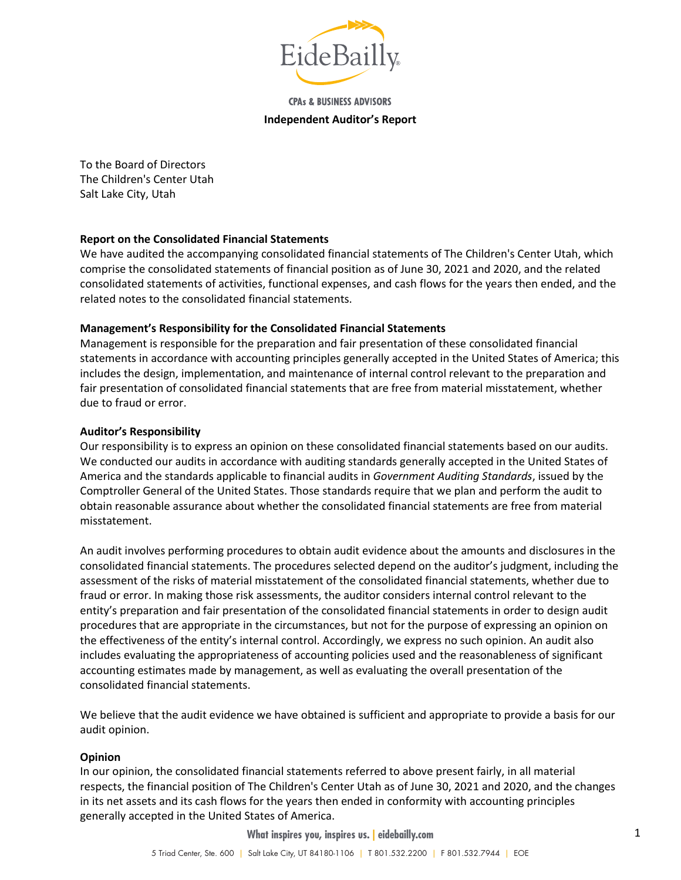EideBailly

CPAs & BUSINESS ADVISORS

**Independent Auditor's Report**

To the Board of Directors
The Children's Center Utah
Salt Lake City, Utah

**Report on the Consolidated Financial Statements**

We have audited the accompanying consolidated financial statements of The Children's Center Utah, which comprise the consolidated statements of financial position as of June 30, 2021 and 2020, and the related consolidated statements of activities, functional expenses, and cash flows for the years then ended, and the related notes to the consolidated financial statements.

**Management's Responsibility for the Consolidated Financial Statements**

Management is responsible for the preparation and fair presentation of these consolidated financial statements in accordance with accounting principles generally accepted in the United States of America; this includes the design, implementation, and maintenance of internal control relevant to the preparation and fair presentation of consolidated financial statements that are free from material misstatement, whether due to fraud or error.

**Auditor's Responsibility**

Our responsibility is to express an opinion on these consolidated financial statements based on our audits. We conducted our audits in accordance with auditing standards generally accepted in the United States of America and the standards applicable to financial audits in *Government Auditing Standards*, issued by the Comptroller General of the United States. Those standards require that we plan and perform the audit to obtain reasonable assurance about whether the consolidated financial statements are free from material misstatement.

An audit involves performing procedures to obtain audit evidence about the amounts and disclosures in the consolidated financial statements. The procedures selected depend on the auditor's judgment, including the assessment of the risks of material misstatement of the consolidated financial statements, whether due to fraud or error. In making those risk assessments, the auditor considers internal control relevant to the entity's preparation and fair presentation of the consolidated financial statements in order to design audit procedures that are appropriate in the circumstances, but not for the purpose of expressing an opinion on the effectiveness of the entity's internal control. Accordingly, we express no such opinion. An audit also includes evaluating the appropriateness of accounting policies used and the reasonableness of significant accounting estimates made by management, as well as evaluating the overall presentation of the consolidated financial statements.

We believe that the audit evidence we have obtained is sufficient and appropriate to provide a basis for our audit opinion.

**Opinion**

In our opinion, the consolidated financial statements referred to above present fairly, in all material respects, the financial position of The Children's Center Utah as of June 30, 2021 and 2020, and the changes in its net assets and its cash flows for the years then ended in conformity with accounting principles generally accepted in the United States of America.

What inspires you, inspires us. | eidebailly.com

5 Triad Center, Ste. 600 | Salt Lake City, UT 84180-1106 | T 801.532.2200 | F 801.532.7944 | EOE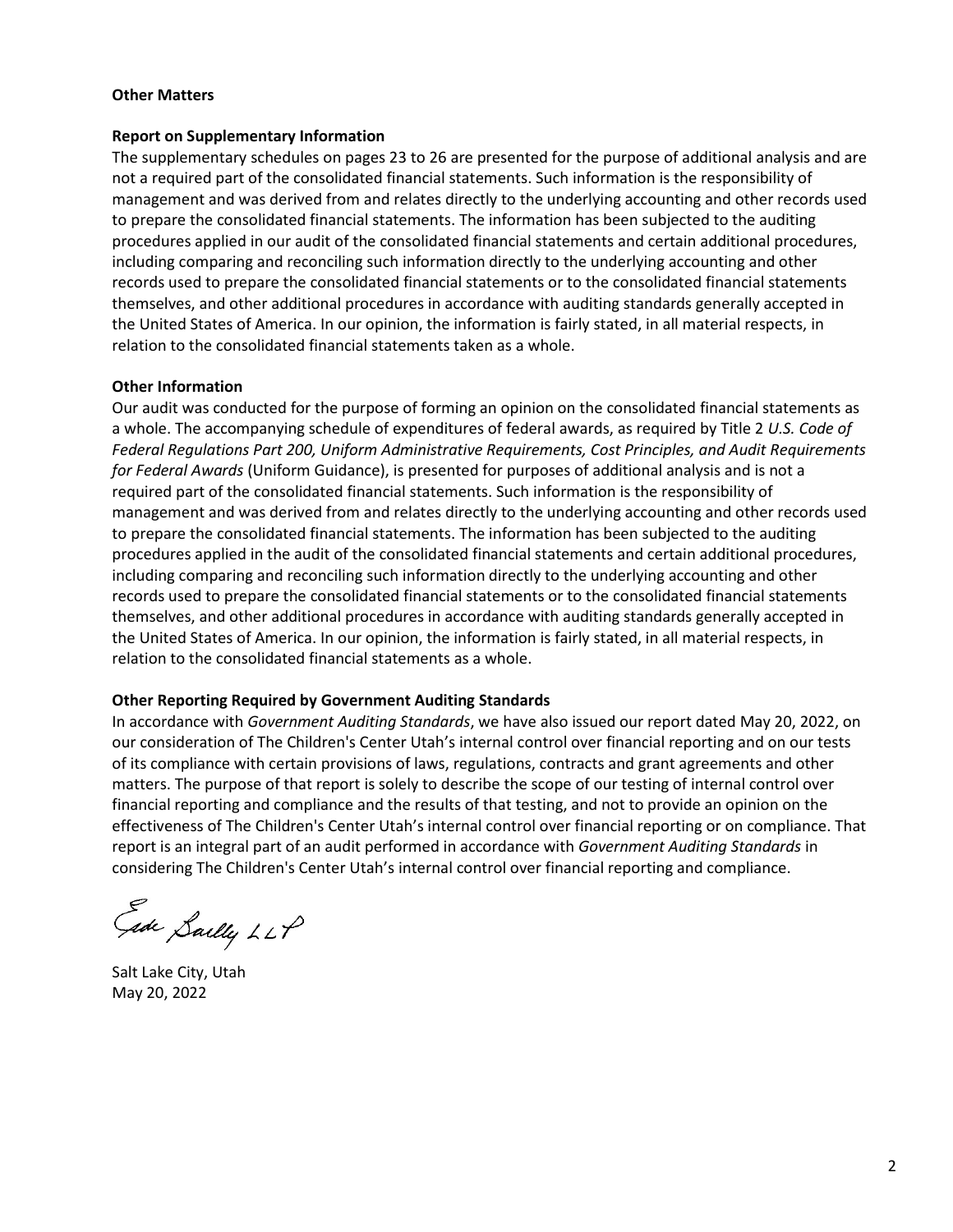## Other Matters

### Report on Supplementary Information

The supplementary schedules on pages 23 to 26 are presented for the purpose of additional analysis and are not a required part of the consolidated financial statements. Such information is the responsibility of management and was derived from and relates directly to the underlying accounting and other records used to prepare the consolidated financial statements. The information has been subjected to the auditing procedures applied in our audit of the consolidated financial statements and certain additional procedures, including comparing and reconciling such information directly to the underlying accounting and other records used to prepare the consolidated financial statements or to the consolidated financial statements themselves, and other additional procedures in accordance with auditing standards generally accepted in the United States of America. In our opinion, the information is fairly stated, in all material respects, in relation to the consolidated financial statements taken as a whole.

### Other Information

Our audit was conducted for the purpose of forming an opinion on the consolidated financial statements as a whole. The accompanying schedule of expenditures of federal awards, as required by Title 2 *U.S. Code of Federal Regulations Part 200, Uniform Administrative Requirements, Cost Principles, and Audit Requirements for Federal Awards* (Uniform Guidance), is presented for purposes of additional analysis and is not a required part of the consolidated financial statements. Such information is the responsibility of management and was derived from and relates directly to the underlying accounting and other records used to prepare the consolidated financial statements. The information has been subjected to the auditing procedures applied in the audit of the consolidated financial statements and certain additional procedures, including comparing and reconciling such information directly to the underlying accounting and other records used to prepare the consolidated financial statements or to the consolidated financial statements themselves, and other additional procedures in accordance with auditing standards generally accepted in the United States of America. In our opinion, the information is fairly stated, in all material respects, in relation to the consolidated financial statements as a whole.

### Other Reporting Required by Government Auditing Standards

In accordance with *Government Auditing Standards*, we have also issued our report dated May 20, 2022, on our consideration of The Children's Center Utah's internal control over financial reporting and on our tests of its compliance with certain provisions of laws, regulations, contracts and grant agreements and other matters. The purpose of that report is solely to describe the scope of our testing of internal control over financial reporting and compliance and the results of that testing, and not to provide an opinion on the effectiveness of The Children's Center Utah's internal control over financial reporting or on compliance. That report is an integral part of an audit performed in accordance with *Government Auditing Standards* in considering The Children's Center Utah's internal control over financial reporting and compliance.

Eide Bailly LLP

Salt Lake City, Utah
May 20, 2022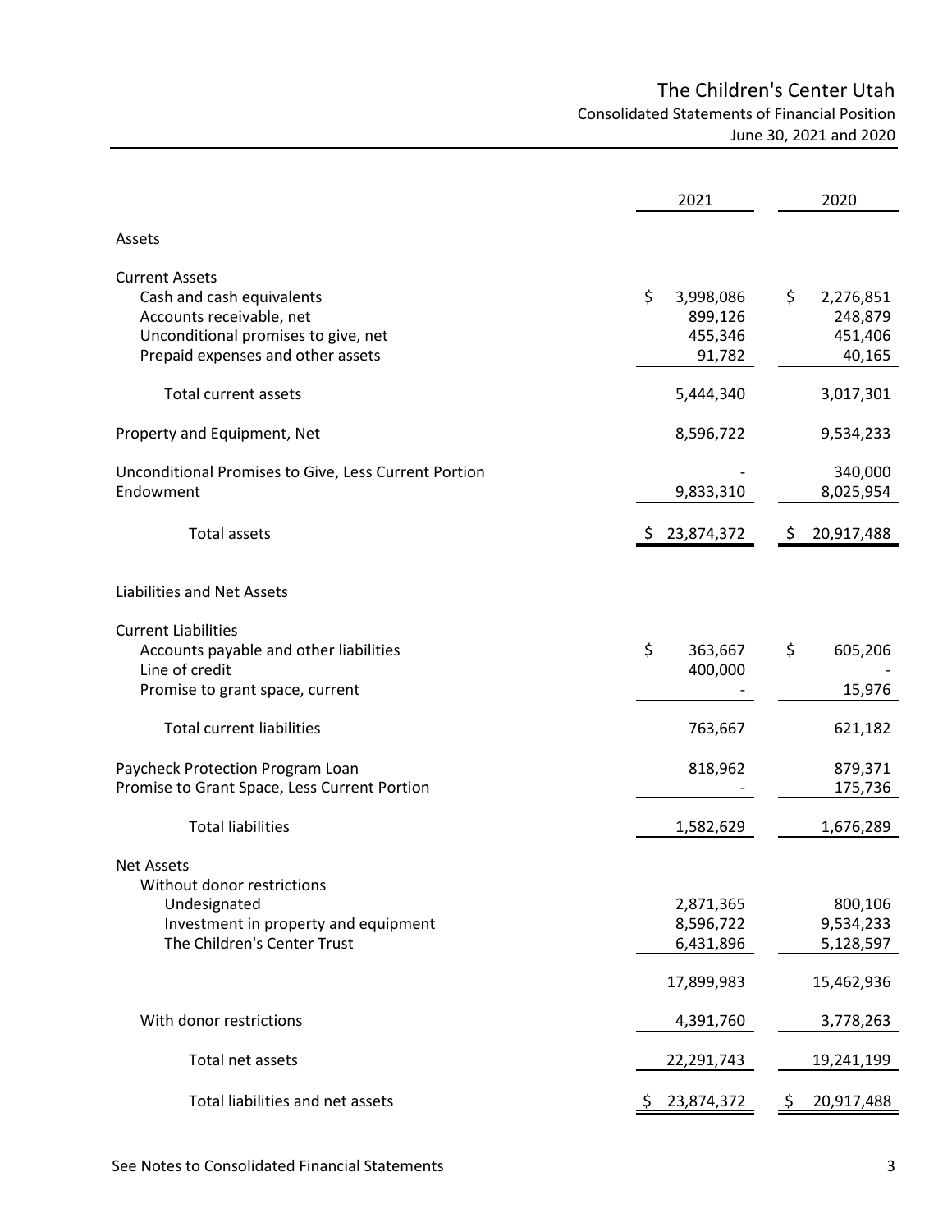# The Children's Center Utah

## Consolidated Statements of Financial Position

### June 30, 2021 and 2020

| | 2021 | 2020 |
|---|---|---|
| **Assets** | | |
| **Current Assets** | | |
| Cash and cash equivalents | $ 3,998,086 | $ 2,276,851 |
| Accounts receivable, net | 899,126 | 248,879 |
| Unconditional promises to give, net | 455,346 | 451,406 |
| Prepaid expenses and other assets | 91,782 | 40,165 |
| Total current assets | 5,444,340 | 3,017,301 |
| Property and Equipment, Net | 8,596,722 | 9,534,233 |
| Unconditional Promises to Give, Less Current Portion | - | 340,000 |
| Endowment | 9,833,310 | 8,025,954 |
| Total assets | $ 23,874,372 | $ 20,917,488 |
| **Liabilities and Net Assets** | | |
| **Current Liabilities** | | |
| Accounts payable and other liabilities | $ 363,667 | $ 605,206 |
| Line of credit | 400,000 | - |
| Promise to grant space, current | - | 15,976 |
| Total current liabilities | 763,667 | 621,182 |
| Paycheck Protection Program Loan | 818,962 | 879,371 |
| Promise to Grant Space, Less Current Portion | - | 175,736 |
| Total liabilities | 1,582,629 | 1,676,289 |
| **Net Assets** | | |
| Without donor restrictions | | |
| Undesignated | 2,871,365 | 800,106 |
| Investment in property and equipment | 8,596,722 | 9,534,233 |
| The Children's Center Trust | 6,431,896 | 5,128,597 |
| | 17,899,983 | 15,462,936 |
| With donor restrictions | 4,391,760 | 3,778,263 |
| Total net assets | 22,291,743 | 19,241,199 |
| Total liabilities and net assets | $ 23,874,372 | $ 20,917,488 |

See Notes to Consolidated Financial Statements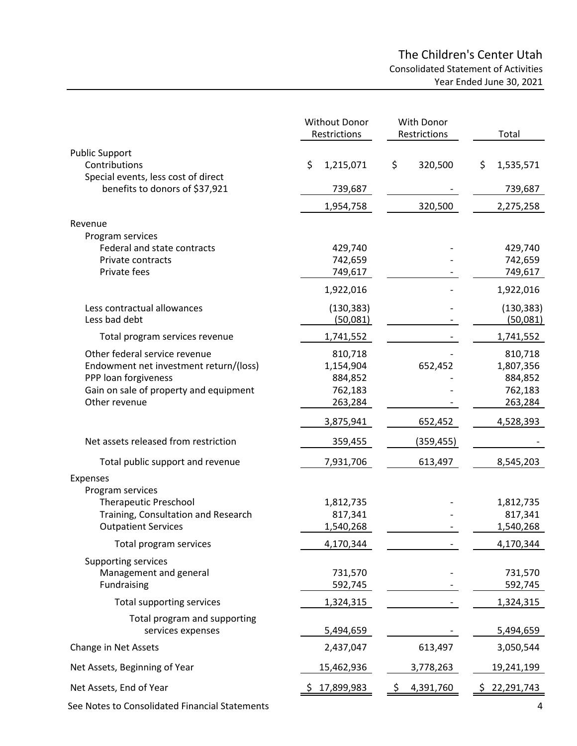# The Children's Center Utah

## Consolidated Statement of Activities

### Year Ended June 30, 2021

| | Without Donor Restrictions | With Donor Restrictions | Total |
|---|---|---|---|
| **Public Support** | | | |
| Contributions | $ 1,215,071 | $ 320,500 | $ 1,535,571 |
| Special events, less cost of direct benefits to donors of $37,921 | 739,687 | - | 739,687 |
| | 1,954,758 | 320,500 | 2,275,258 |
| **Revenue** | | | |
| Program services | | | |
| Federal and state contracts | 429,740 | - | 429,740 |
| Private contracts | 742,659 | - | 742,659 |
| Private fees | 749,617 | - | 749,617 |
| | 1,922,016 | - | 1,922,016 |
| Less contractual allowances | (130,383) | - | (130,383) |
| Less bad debt | (50,081) | - | (50,081) |
| Total program services revenue | 1,741,552 | - | 1,741,552 |
| Other federal service revenue | 810,718 | - | 810,718 |
| Endowment net investment return/(loss) | 1,154,904 | 652,452 | 1,807,356 |
| PPP loan forgiveness | 884,852 | - | 884,852 |
| Gain on sale of property and equipment | 762,183 | - | 762,183 |
| Other revenue | 263,284 | - | 263,284 |
| | 3,875,941 | 652,452 | 4,528,393 |
| Net assets released from restriction | 359,455 | (359,455) | - |
| Total public support and revenue | 7,931,706 | 613,497 | 8,545,203 |
| **Expenses** | | | |
| Program services | | | |
| Therapeutic Preschool | 1,812,735 | - | 1,812,735 |
| Training, Consultation and Research | 817,341 | - | 817,341 |
| Outpatient Services | 1,540,268 | - | 1,540,268 |
| Total program services | 4,170,344 | - | 4,170,344 |
| Supporting services | | | |
| Management and general | 731,570 | - | 731,570 |
| Fundraising | 592,745 | - | 592,745 |
| Total supporting services | 1,324,315 | - | 1,324,315 |
| Total program and supporting services expenses | 5,494,659 | - | 5,494,659 |
| **Change in Net Assets** | 2,437,047 | 613,497 | 3,050,544 |
| **Net Assets, Beginning of Year** | 15,462,936 | 3,778,263 | 19,241,199 |
| **Net Assets, End of Year** | $ 17,899,983 | $ 4,391,760 | $ 22,291,743 |

See Notes to Consolidated Financial Statements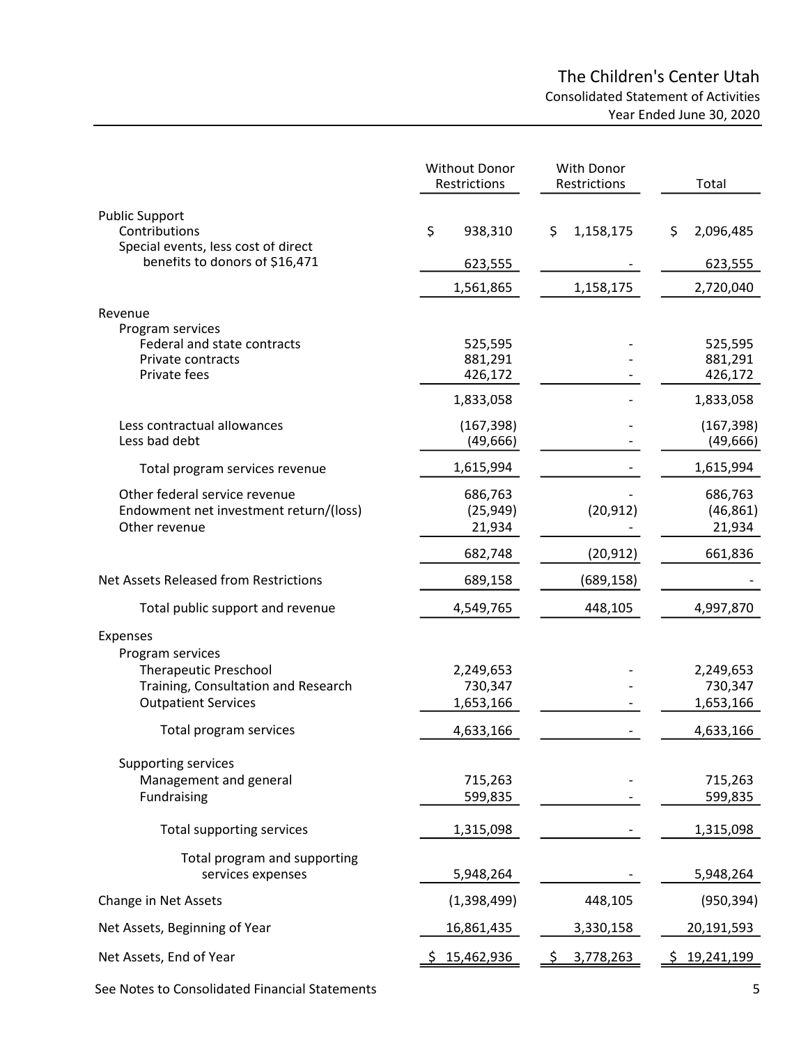# The Children's Center Utah

## Consolidated Statement of Activities

### Year Ended June 30, 2020

| | Without Donor Restrictions | With Donor Restrictions | Total |
|---|---|---|---|
| **Public Support** | | | |
| Contributions | $ 938,310 | $ 1,158,175 | $ 2,096,485 |
| Special events, less cost of direct benefits to donors of $16,471 | 623,555 | - | 623,555 |
| | 1,561,865 | 1,158,175 | 2,720,040 |
| **Revenue** | | | |
| Program services | | | |
| Federal and state contracts | 525,595 | - | 525,595 |
| Private contracts | 881,291 | - | 881,291 |
| Private fees | 426,172 | - | 426,172 |
| | 1,833,058 | - | 1,833,058 |
| Less contractual allowances | (167,398) | - | (167,398) |
| Less bad debt | (49,666) | - | (49,666) |
| Total program services revenue | 1,615,994 | - | 1,615,994 |
| Other federal service revenue | 686,763 | - | 686,763 |
| Endowment net investment return/(loss) | (25,949) | (20,912) | (46,861) |
| Other revenue | 21,934 | - | 21,934 |
| | 682,748 | (20,912) | 661,836 |
| **Net Assets Released from Restrictions** | 689,158 | (689,158) | - |
| Total public support and revenue | 4,549,765 | 448,105 | 4,997,870 |
| **Expenses** | | | |
| Program services | | | |
| Therapeutic Preschool | 2,249,653 | - | 2,249,653 |
| Training, Consultation and Research | 730,347 | - | 730,347 |
| Outpatient Services | 1,653,166 | - | 1,653,166 |
| Total program services | 4,633,166 | - | 4,633,166 |
| Supporting services | | | |
| Management and general | 715,263 | - | 715,263 |
| Fundraising | 599,835 | - | 599,835 |
| Total supporting services | 1,315,098 | - | 1,315,098 |
| Total program and supporting services expenses | 5,948,264 | - | 5,948,264 |
| **Change in Net Assets** | (1,398,499) | 448,105 | (950,394) |
| **Net Assets, Beginning of Year** | 16,861,435 | 3,330,158 | 20,191,593 |
| **Net Assets, End of Year** | $ 15,462,936 | $ 3,778,263 | $ 19,241,199 |

See Notes to Consolidated Financial Statements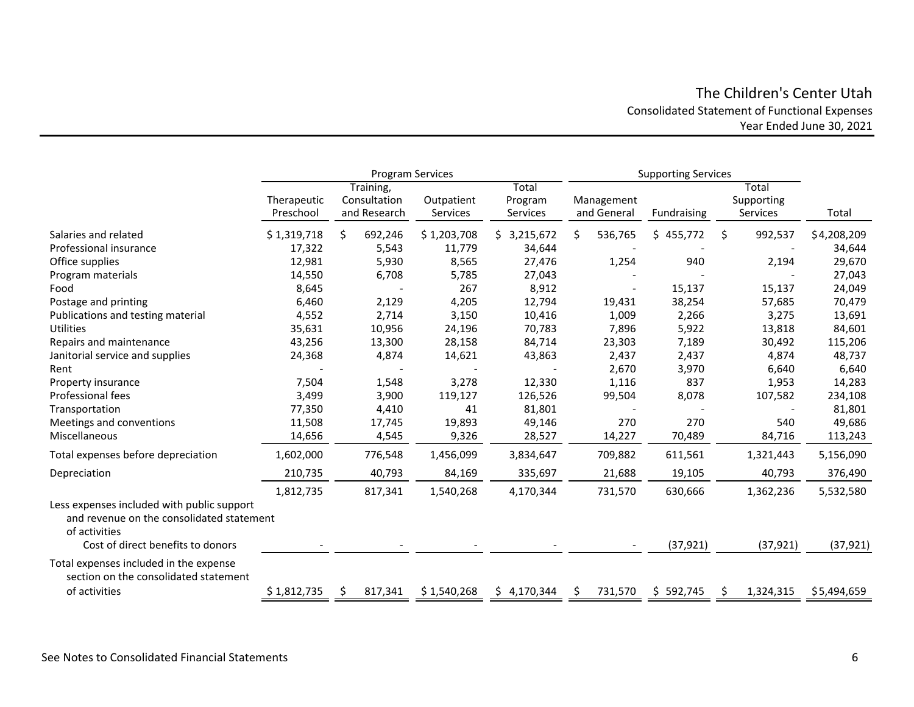# The Children's Center Utah
## Consolidated Statement of Functional Expenses
### Year Ended June 30, 2021

| | Program Services | | | | Supporting Services | | | |
|---|---|---|---|---|---|---|---|---|
| | Therapeutic Preschool | Training, Consultation and Research | Outpatient Services | Total Program Services | Management and General | Fundraising | Total Supporting Services | Total |
| Salaries and related | $ 1,319,718 | $ 692,246 | $ 1,203,708 | $ 3,215,672 | $ 536,765 | $ 455,772 | $ 992,537 | $ 4,208,209 |
| Professional insurance | 17,322 | 5,543 | 11,779 | 34,644 | - | - | - | 34,644 |
| Office supplies | 12,981 | 5,930 | 8,565 | 27,476 | 1,254 | 940 | 2,194 | 29,670 |
| Program materials | 14,550 | 6,708 | 5,785 | 27,043 | - | - | - | 27,043 |
| Food | 8,645 | - | 267 | 8,912 | - | 15,137 | 15,137 | 24,049 |
| Postage and printing | 6,460 | 2,129 | 4,205 | 12,794 | 19,431 | 38,254 | 57,685 | 70,479 |
| Publications and testing material | 4,552 | 2,714 | 3,150 | 10,416 | 1,009 | 2,266 | 3,275 | 13,691 |
| Utilities | 35,631 | 10,956 | 24,196 | 70,783 | 7,896 | 5,922 | 13,818 | 84,601 |
| Repairs and maintenance | 43,256 | 13,300 | 28,158 | 84,714 | 23,303 | 7,189 | 30,492 | 115,206 |
| Janitorial service and supplies | 24,368 | 4,874 | 14,621 | 43,863 | 2,437 | 2,437 | 4,874 | 48,737 |
| Rent | - | - | - | - | 2,670 | 3,970 | 6,640 | 6,640 |
| Property insurance | 7,504 | 1,548 | 3,278 | 12,330 | 1,116 | 837 | 1,953 | 14,283 |
| Professional fees | 3,499 | 3,900 | 119,127 | 126,526 | 99,504 | 8,078 | 107,582 | 234,108 |
| Transportation | 77,350 | 4,410 | 41 | 81,801 | - | - | - | 81,801 |
| Meetings and conventions | 11,508 | 17,745 | 19,893 | 49,146 | 270 | 270 | 540 | 49,686 |
| Miscellaneous | 14,656 | 4,545 | 9,326 | 28,527 | 14,227 | 70,489 | 84,716 | 113,243 |
| Total expenses before depreciation | 1,602,000 | 776,548 | 1,456,099 | 3,834,647 | 709,882 | 611,561 | 1,321,443 | 5,156,090 |
| Depreciation | 210,735 | 40,793 | 84,169 | 335,697 | 21,688 | 19,105 | 40,793 | 376,490 |
| | 1,812,735 | 817,341 | 1,540,268 | 4,170,344 | 731,570 | 630,666 | 1,362,236 | 5,532,580 |
| Less expenses included with public support and revenue on the consolidated statement of activities | | | | | | | | |
| Cost of direct benefits to donors | - | - | - | - | - | (37,921) | (37,921) | (37,921) |
| Total expenses included in the expense section on the consolidated statement of activities | $ 1,812,735 | $ 817,341 | $ 1,540,268 | $ 4,170,344 | $ 731,570 | $ 592,745 | $ 1,324,315 | $ 5,494,659 |

See Notes to Consolidated Financial Statements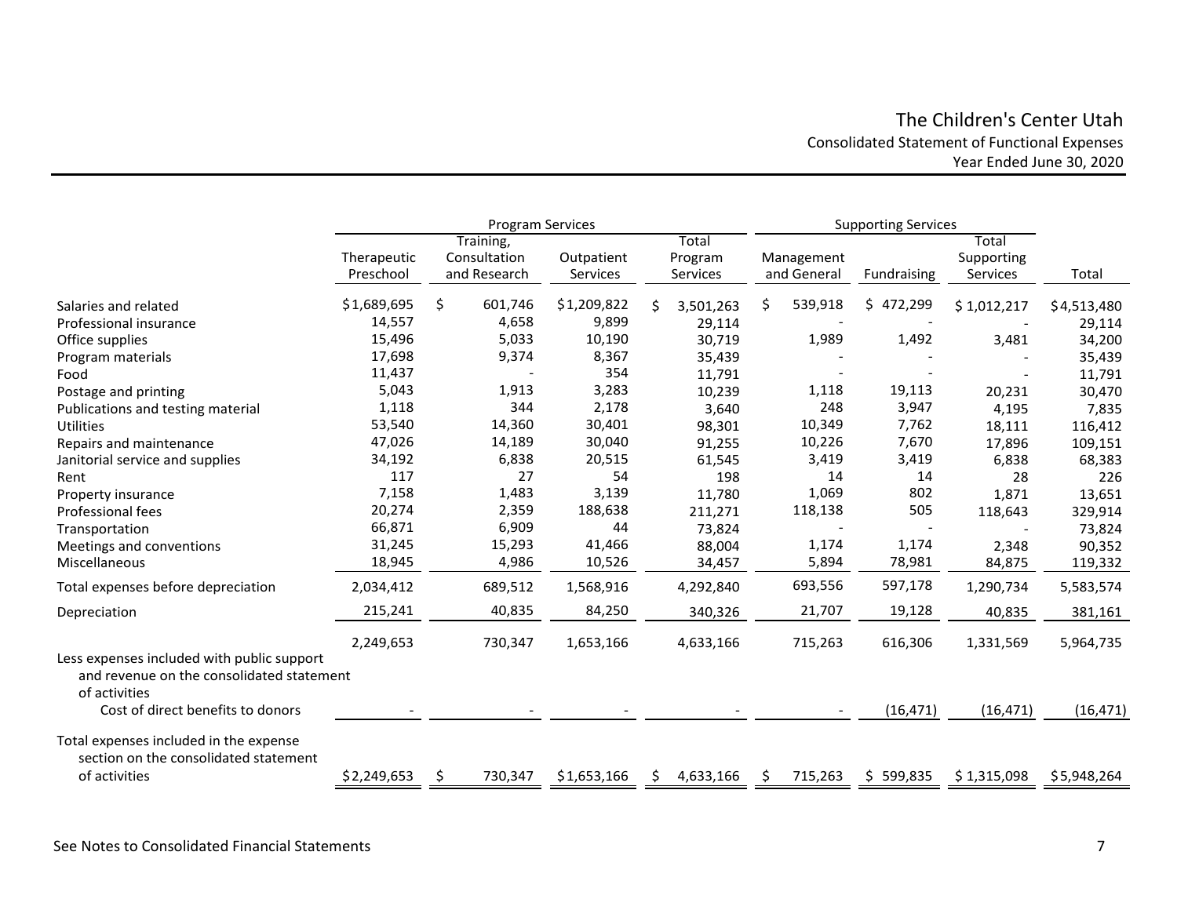# The Children's Center Utah

## Consolidated Statement of Functional Expenses

### Year Ended June 30, 2020

| | Program Services | | | | Supporting Services | | | |
|---|---|---|---|---|---|---|---|---|
| | Therapeutic Preschool | Training, Consultation and Research | Outpatient Services | Total Program Services | Management and General | Fundraising | Total Supporting Services | Total |
| Salaries and related | $1,689,695 | $ 601,746 | $1,209,822 | $ 3,501,263 | $ 539,918 | $ 472,299 | $ 1,012,217 | $4,513,480 |
| Professional insurance | 14,557 | 4,658 | 9,899 | 29,114 | - | - | - | 29,114 |
| Office supplies | 15,496 | 5,033 | 10,190 | 30,719 | 1,989 | 1,492 | 3,481 | 34,200 |
| Program materials | 17,698 | 9,374 | 8,367 | 35,439 | - | - | - | 35,439 |
| Food | 11,437 | - | 354 | 11,791 | - | - | - | 11,791 |
| Postage and printing | 5,043 | 1,913 | 3,283 | 10,239 | 1,118 | 19,113 | 20,231 | 30,470 |
| Publications and testing material | 1,118 | 344 | 2,178 | 3,640 | 248 | 3,947 | 4,195 | 7,835 |
| Utilities | 53,540 | 14,360 | 30,401 | 98,301 | 10,349 | 7,762 | 18,111 | 116,412 |
| Repairs and maintenance | 47,026 | 14,189 | 30,040 | 91,255 | 10,226 | 7,670 | 17,896 | 109,151 |
| Janitorial service and supplies | 34,192 | 6,838 | 20,515 | 61,545 | 3,419 | 3,419 | 6,838 | 68,383 |
| Rent | 117 | 27 | 54 | 198 | 14 | 14 | 28 | 226 |
| Property insurance | 7,158 | 1,483 | 3,139 | 11,780 | 1,069 | 802 | 1,871 | 13,651 |
| Professional fees | 20,274 | 2,359 | 188,638 | 211,271 | 118,138 | 505 | 118,643 | 329,914 |
| Transportation | 66,871 | 6,909 | 44 | 73,824 | - | - | - | 73,824 |
| Meetings and conventions | 31,245 | 15,293 | 41,466 | 88,004 | 1,174 | 1,174 | 2,348 | 90,352 |
| Miscellaneous | 18,945 | 4,986 | 10,526 | 34,457 | 5,894 | 78,981 | 84,875 | 119,332 |
| Total expenses before depreciation | 2,034,412 | 689,512 | 1,568,916 | 4,292,840 | 693,556 | 597,178 | 1,290,734 | 5,583,574 |
| Depreciation | 215,241 | 40,835 | 84,250 | 340,326 | 21,707 | 19,128 | 40,835 | 381,161 |
| | 2,249,653 | 730,347 | 1,653,166 | 4,633,166 | 715,263 | 616,306 | 1,331,569 | 5,964,735 |
| Less expenses included with public support and revenue on the consolidated statement of activities | | | | | | | | |
| Cost of direct benefits to donors | - | - | - | - | - | (16,471) | (16,471) | (16,471) |
| Total expenses included in the expense section on the consolidated statement of activities | $2,249,653 | $ 730,347 | $1,653,166 | $ 4,633,166 | $ 715,263 | $ 599,835 | $ 1,315,098 | $5,948,264 |

See Notes to Consolidated Financial Statements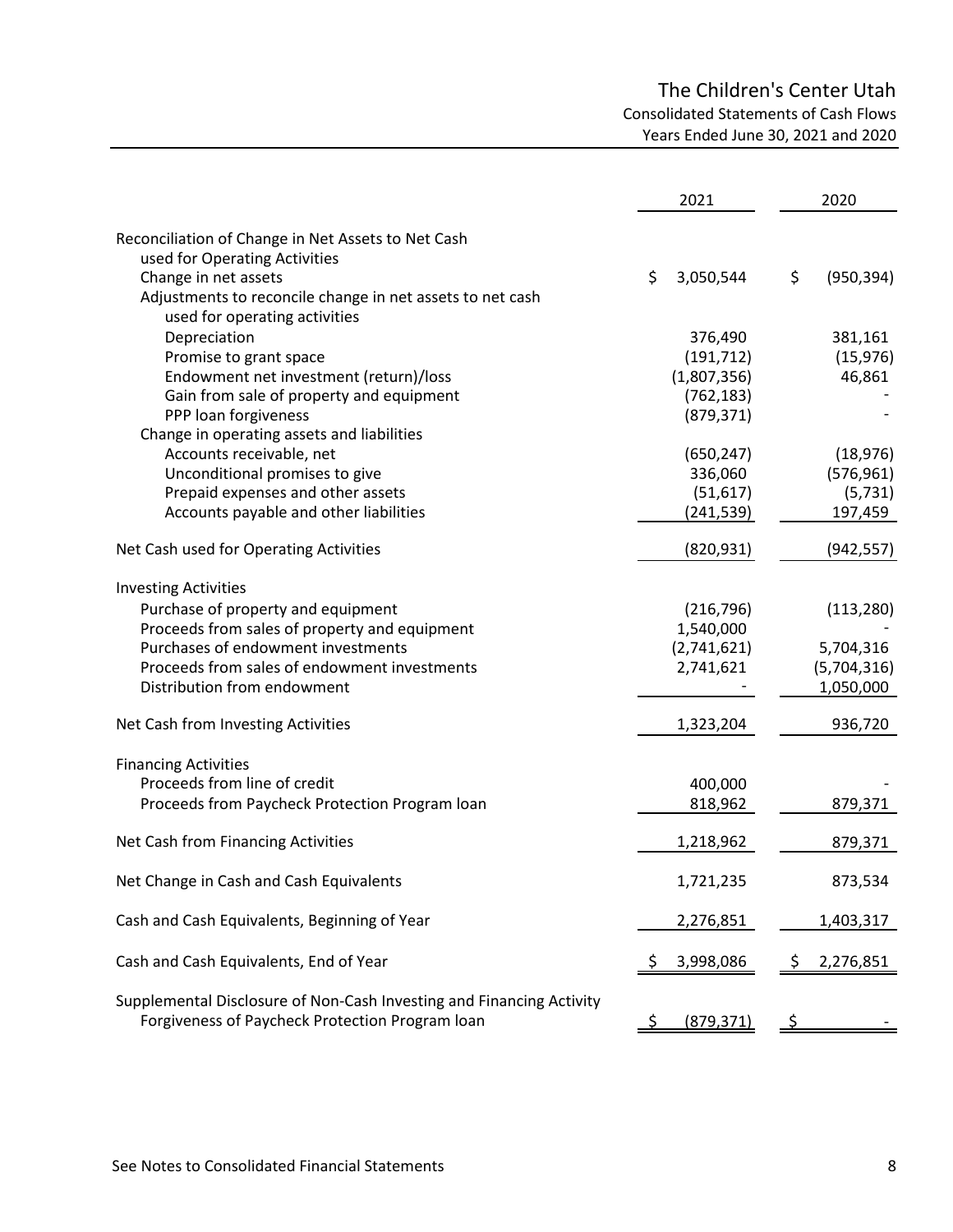# The Children's Center Utah

## Consolidated Statements of Cash Flows

### Years Ended June 30, 2021 and 2020

| | 2021 | 2020 |
|---|---|---|
| **Reconciliation of Change in Net Assets to Net Cash used for Operating Activities** | | |
| Change in net assets | $ 3,050,544 | $ (950,394) |
| Adjustments to reconcile change in net assets to net cash used for operating activities | | |
| Depreciation | 376,490 | 381,161 |
| Promise to grant space | (191,712) | (15,976) |
| Endowment net investment (return)/loss | (1,807,356) | 46,861 |
| Gain from sale of property and equipment | (762,183) | - |
| PPP loan forgiveness | (879,371) | - |
| Change in operating assets and liabilities | | |
| Accounts receivable, net | (650,247) | (18,976) |
| Unconditional promises to give | 336,060 | (576,961) |
| Prepaid expenses and other assets | (51,617) | (5,731) |
| Accounts payable and other liabilities | (241,539) | 197,459 |
| Net Cash used for Operating Activities | (820,931) | (942,557) |
| **Investing Activities** | | |
| Purchase of property and equipment | (216,796) | (113,280) |
| Proceeds from sales of property and equipment | 1,540,000 | - |
| Purchases of endowment investments | (2,741,621) | 5,704,316 |
| Proceeds from sales of endowment investments | 2,741,621 | (5,704,316) |
| Distribution from endowment | - | 1,050,000 |
| Net Cash from Investing Activities | 1,323,204 | 936,720 |
| **Financing Activities** | | |
| Proceeds from line of credit | 400,000 | - |
| Proceeds from Paycheck Protection Program loan | 818,962 | 879,371 |
| Net Cash from Financing Activities | 1,218,962 | 879,371 |
| Net Change in Cash and Cash Equivalents | 1,721,235 | 873,534 |
| Cash and Cash Equivalents, Beginning of Year | 2,276,851 | 1,403,317 |
| Cash and Cash Equivalents, End of Year | $ 3,998,086 | $ 2,276,851 |
| **Supplemental Disclosure of Non-Cash Investing and Financing Activity** | | |
| Forgiveness of Paycheck Protection Program loan | $ (879,371) | $ - |

See Notes to Consolidated Financial Statements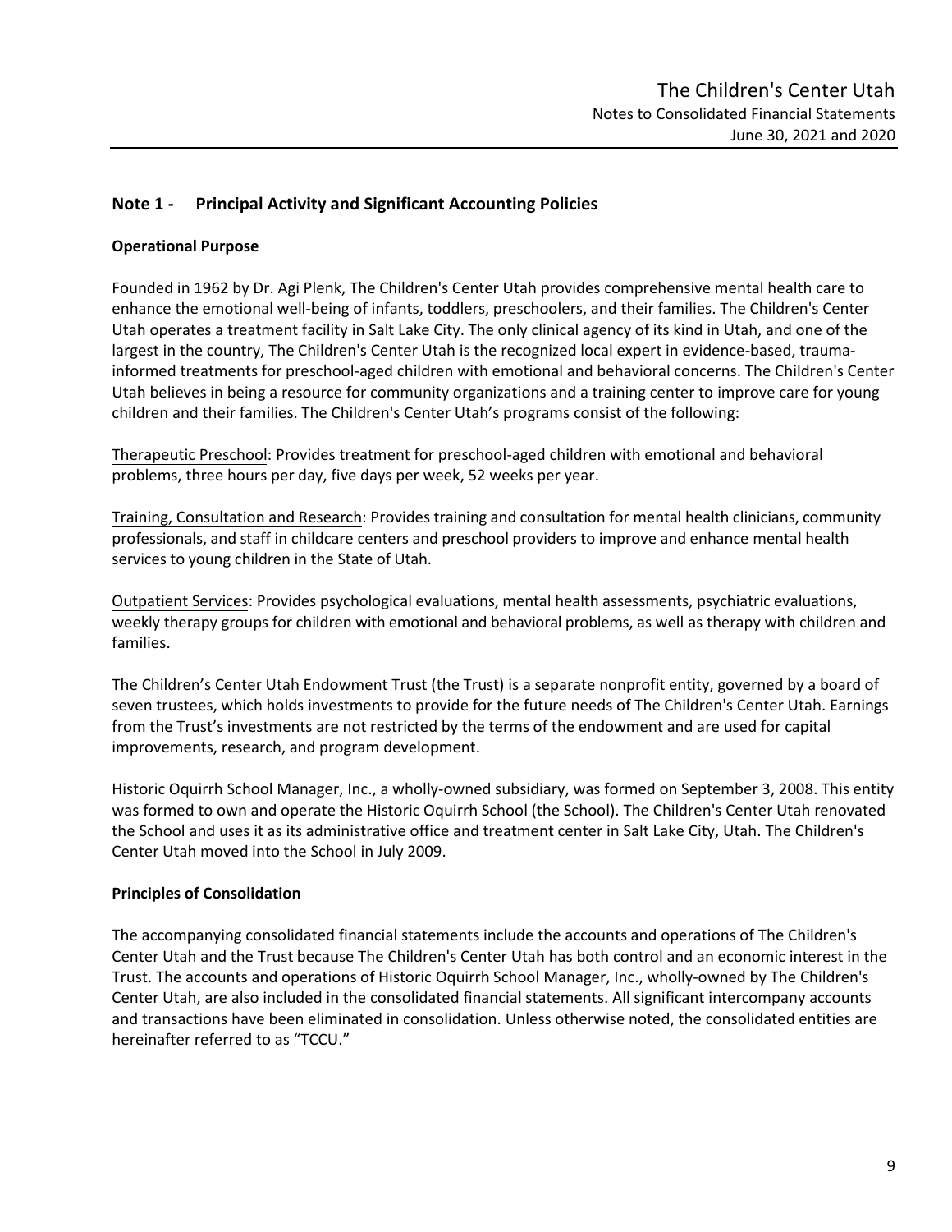## Note 1 - Principal Activity and Significant Accounting Policies

### Operational Purpose

Founded in 1962 by Dr. Agi Plenk, The Children's Center Utah provides comprehensive mental health care to enhance the emotional well-being of infants, toddlers, preschoolers, and their families. The Children's Center Utah operates a treatment facility in Salt Lake City. The only clinical agency of its kind in Utah, and one of the largest in the country, The Children's Center Utah is the recognized local expert in evidence-based, trauma-informed treatments for preschool-aged children with emotional and behavioral concerns. The Children's Center Utah believes in being a resource for community organizations and a training center to improve care for young children and their families. The Children's Center Utah's programs consist of the following:

Therapeutic Preschool: Provides treatment for preschool-aged children with emotional and behavioral problems, three hours per day, five days per week, 52 weeks per year.

Training, Consultation and Research: Provides training and consultation for mental health clinicians, community professionals, and staff in childcare centers and preschool providers to improve and enhance mental health services to young children in the State of Utah.

Outpatient Services: Provides psychological evaluations, mental health assessments, psychiatric evaluations, weekly therapy groups for children with emotional and behavioral problems, as well as therapy with children and families.

The Children's Center Utah Endowment Trust (the Trust) is a separate nonprofit entity, governed by a board of seven trustees, which holds investments to provide for the future needs of The Children's Center Utah. Earnings from the Trust's investments are not restricted by the terms of the endowment and are used for capital improvements, research, and program development.

Historic Oquirrh School Manager, Inc., a wholly-owned subsidiary, was formed on September 3, 2008. This entity was formed to own and operate the Historic Oquirrh School (the School). The Children's Center Utah renovated the School and uses it as its administrative office and treatment center in Salt Lake City, Utah. The Children's Center Utah moved into the School in July 2009.

### Principles of Consolidation

The accompanying consolidated financial statements include the accounts and operations of The Children's Center Utah and the Trust because The Children's Center Utah has both control and an economic interest in the Trust. The accounts and operations of Historic Oquirrh School Manager, Inc., wholly-owned by The Children's Center Utah, are also included in the consolidated financial statements. All significant intercompany accounts and transactions have been eliminated in consolidation. Unless otherwise noted, the consolidated entities are hereinafter referred to as "TCCU."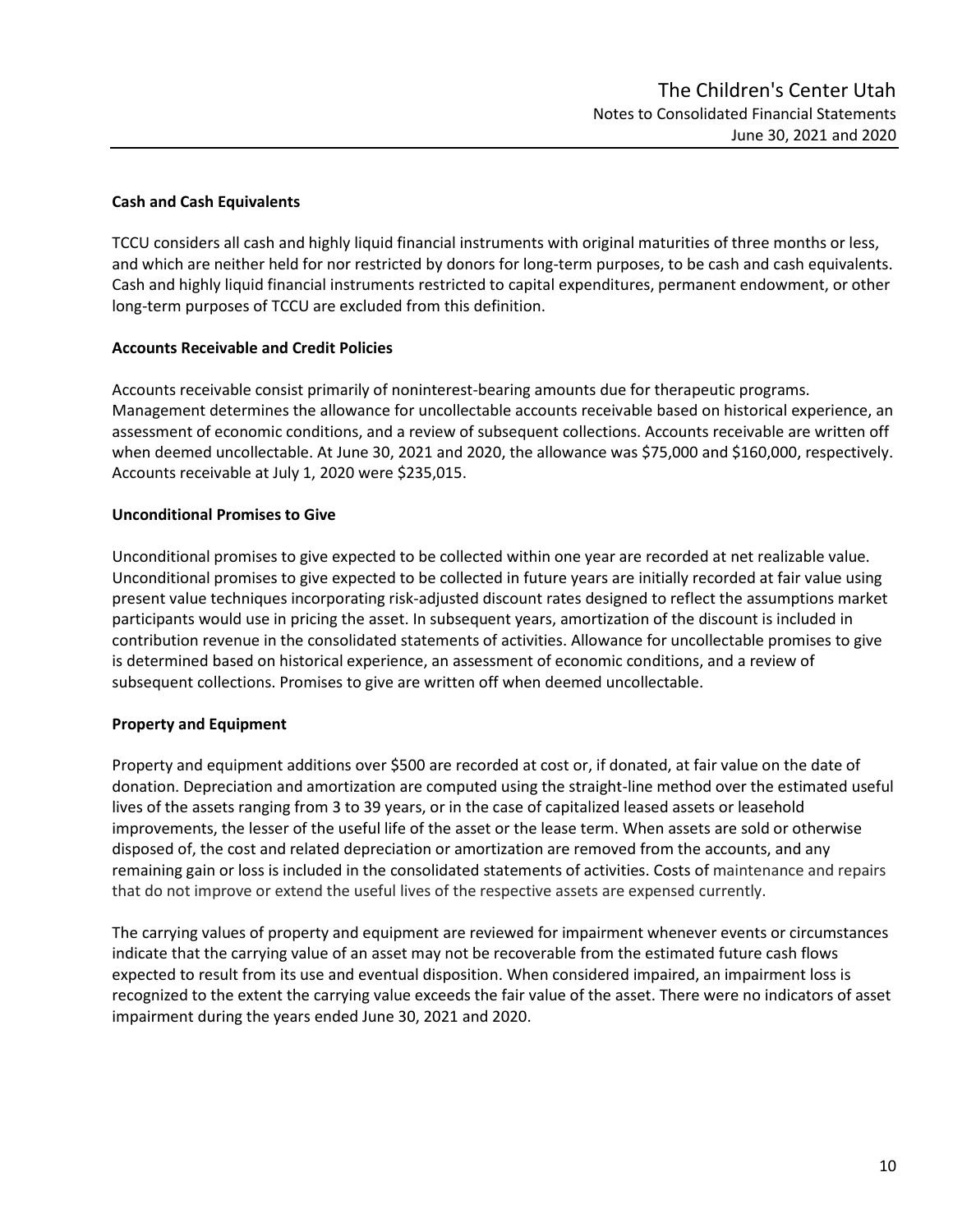### Cash and Cash Equivalents

TCCU considers all cash and highly liquid financial instruments with original maturities of three months or less, and which are neither held for nor restricted by donors for long-term purposes, to be cash and cash equivalents. Cash and highly liquid financial instruments restricted to capital expenditures, permanent endowment, or other long-term purposes of TCCU are excluded from this definition.

### Accounts Receivable and Credit Policies

Accounts receivable consist primarily of noninterest-bearing amounts due for therapeutic programs. Management determines the allowance for uncollectable accounts receivable based on historical experience, an assessment of economic conditions, and a review of subsequent collections. Accounts receivable are written off when deemed uncollectable. At June 30, 2021 and 2020, the allowance was $75,000 and $160,000, respectively. Accounts receivable at July 1, 2020 were $235,015.

### Unconditional Promises to Give

Unconditional promises to give expected to be collected within one year are recorded at net realizable value. Unconditional promises to give expected to be collected in future years are initially recorded at fair value using present value techniques incorporating risk-adjusted discount rates designed to reflect the assumptions market participants would use in pricing the asset. In subsequent years, amortization of the discount is included in contribution revenue in the consolidated statements of activities. Allowance for uncollectable promises to give is determined based on historical experience, an assessment of economic conditions, and a review of subsequent collections. Promises to give are written off when deemed uncollectable.

### Property and Equipment

Property and equipment additions over $500 are recorded at cost or, if donated, at fair value on the date of donation. Depreciation and amortization are computed using the straight-line method over the estimated useful lives of the assets ranging from 3 to 39 years, or in the case of capitalized leased assets or leasehold improvements, the lesser of the useful life of the asset or the lease term. When assets are sold or otherwise disposed of, the cost and related depreciation or amortization are removed from the accounts, and any remaining gain or loss is included in the consolidated statements of activities. Costs of maintenance and repairs that do not improve or extend the useful lives of the respective assets are expensed currently.

The carrying values of property and equipment are reviewed for impairment whenever events or circumstances indicate that the carrying value of an asset may not be recoverable from the estimated future cash flows expected to result from its use and eventual disposition. When considered impaired, an impairment loss is recognized to the extent the carrying value exceeds the fair value of the asset. There were no indicators of asset impairment during the years ended June 30, 2021 and 2020.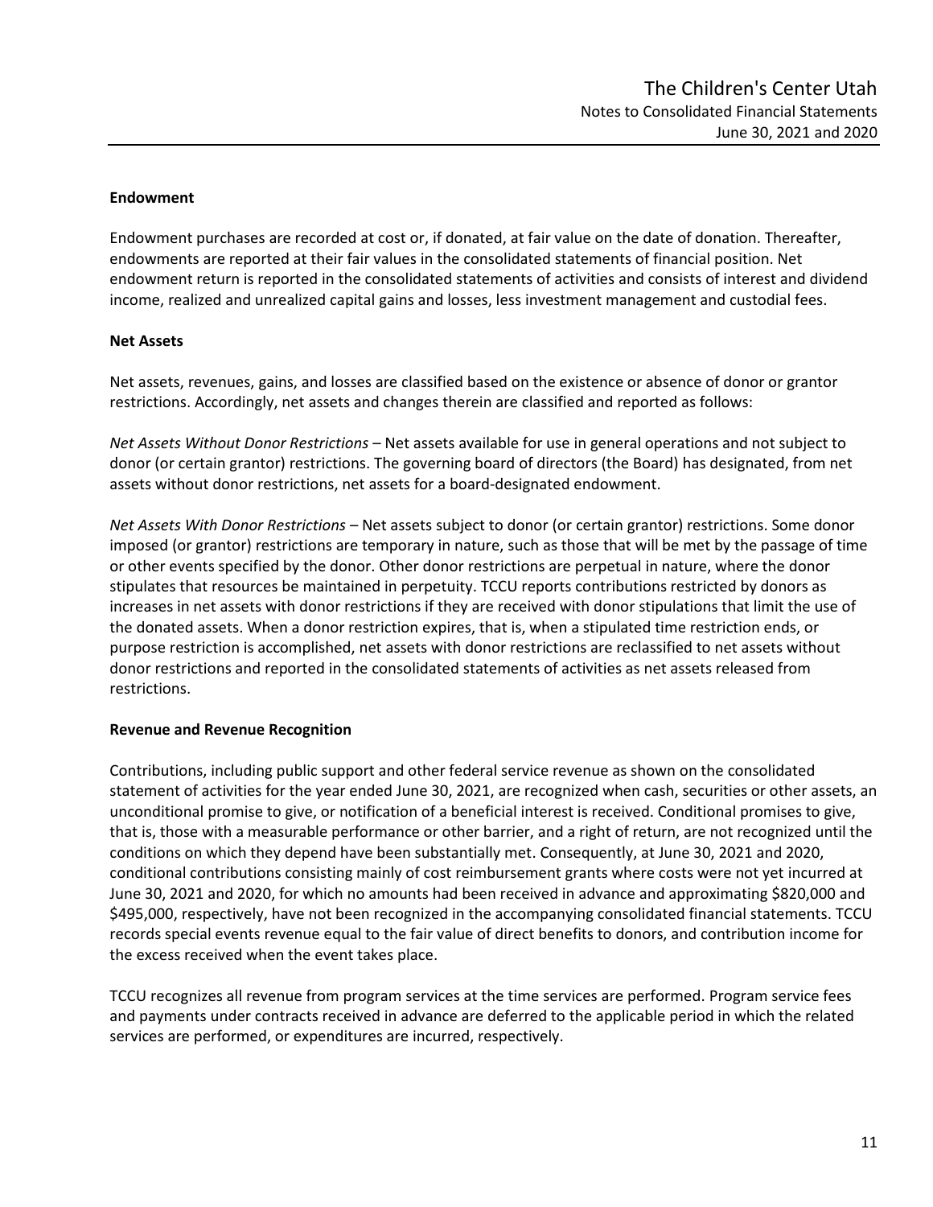### Endowment

Endowment purchases are recorded at cost or, if donated, at fair value on the date of donation. Thereafter, endowments are reported at their fair values in the consolidated statements of financial position. Net endowment return is reported in the consolidated statements of activities and consists of interest and dividend income, realized and unrealized capital gains and losses, less investment management and custodial fees.

### Net Assets

Net assets, revenues, gains, and losses are classified based on the existence or absence of donor or grantor restrictions. Accordingly, net assets and changes therein are classified and reported as follows:

*Net Assets Without Donor Restrictions* – Net assets available for use in general operations and not subject to donor (or certain grantor) restrictions. The governing board of directors (the Board) has designated, from net assets without donor restrictions, net assets for a board-designated endowment.

*Net Assets With Donor Restrictions* – Net assets subject to donor (or certain grantor) restrictions. Some donor imposed (or grantor) restrictions are temporary in nature, such as those that will be met by the passage of time or other events specified by the donor. Other donor restrictions are perpetual in nature, where the donor stipulates that resources be maintained in perpetuity. TCCU reports contributions restricted by donors as increases in net assets with donor restrictions if they are received with donor stipulations that limit the use of the donated assets. When a donor restriction expires, that is, when a stipulated time restriction ends, or purpose restriction is accomplished, net assets with donor restrictions are reclassified to net assets without donor restrictions and reported in the consolidated statements of activities as net assets released from restrictions.

### Revenue and Revenue Recognition

Contributions, including public support and other federal service revenue as shown on the consolidated statement of activities for the year ended June 30, 2021, are recognized when cash, securities or other assets, an unconditional promise to give, or notification of a beneficial interest is received. Conditional promises to give, that is, those with a measurable performance or other barrier, and a right of return, are not recognized until the conditions on which they depend have been substantially met. Consequently, at June 30, 2021 and 2020, conditional contributions consisting mainly of cost reimbursement grants where costs were not yet incurred at June 30, 2021 and 2020, for which no amounts had been received in advance and approximating $820,000 and $495,000, respectively, have not been recognized in the accompanying consolidated financial statements. TCCU records special events revenue equal to the fair value of direct benefits to donors, and contribution income for the excess received when the event takes place.

TCCU recognizes all revenue from program services at the time services are performed. Program service fees and payments under contracts received in advance are deferred to the applicable period in which the related services are performed, or expenditures are incurred, respectively.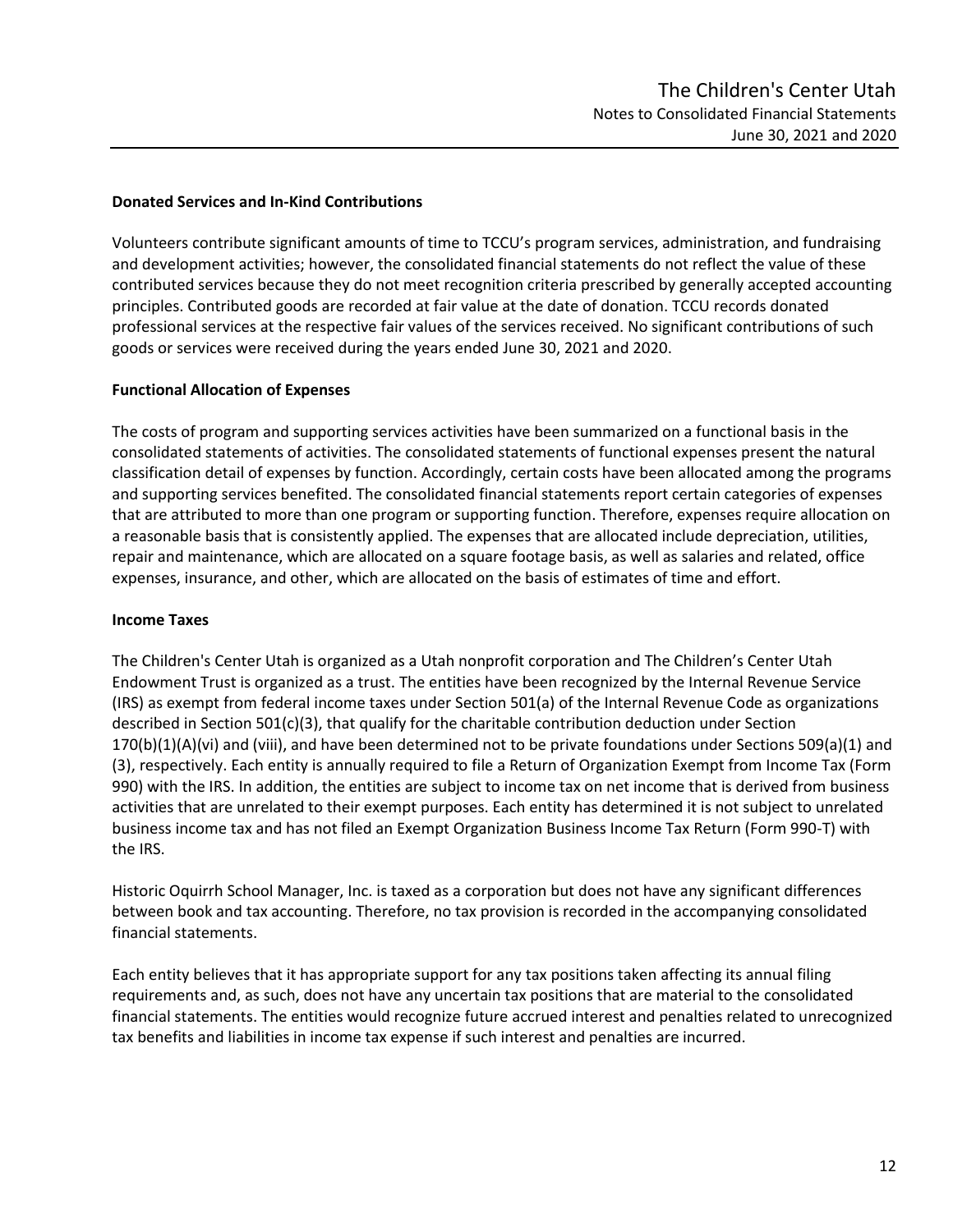**Donated Services and In-Kind Contributions**

Volunteers contribute significant amounts of time to TCCU's program services, administration, and fundraising and development activities; however, the consolidated financial statements do not reflect the value of these contributed services because they do not meet recognition criteria prescribed by generally accepted accounting principles. Contributed goods are recorded at fair value at the date of donation. TCCU records donated professional services at the respective fair values of the services received. No significant contributions of such goods or services were received during the years ended June 30, 2021 and 2020.

**Functional Allocation of Expenses**

The costs of program and supporting services activities have been summarized on a functional basis in the consolidated statements of activities. The consolidated statements of functional expenses present the natural classification detail of expenses by function. Accordingly, certain costs have been allocated among the programs and supporting services benefited. The consolidated financial statements report certain categories of expenses that are attributed to more than one program or supporting function. Therefore, expenses require allocation on a reasonable basis that is consistently applied. The expenses that are allocated include depreciation, utilities, repair and maintenance, which are allocated on a square footage basis, as well as salaries and related, office expenses, insurance, and other, which are allocated on the basis of estimates of time and effort.

**Income Taxes**

The Children's Center Utah is organized as a Utah nonprofit corporation and The Children's Center Utah Endowment Trust is organized as a trust. The entities have been recognized by the Internal Revenue Service (IRS) as exempt from federal income taxes under Section 501(a) of the Internal Revenue Code as organizations described in Section 501(c)(3), that qualify for the charitable contribution deduction under Section 170(b)(1)(A)(vi) and (viii), and have been determined not to be private foundations under Sections 509(a)(1) and (3), respectively. Each entity is annually required to file a Return of Organization Exempt from Income Tax (Form 990) with the IRS. In addition, the entities are subject to income tax on net income that is derived from business activities that are unrelated to their exempt purposes. Each entity has determined it is not subject to unrelated business income tax and has not filed an Exempt Organization Business Income Tax Return (Form 990-T) with the IRS.

Historic Oquirrh School Manager, Inc. is taxed as a corporation but does not have any significant differences between book and tax accounting. Therefore, no tax provision is recorded in the accompanying consolidated financial statements.

Each entity believes that it has appropriate support for any tax positions taken affecting its annual filing requirements and, as such, does not have any uncertain tax positions that are material to the consolidated financial statements. The entities would recognize future accrued interest and penalties related to unrecognized tax benefits and liabilities in income tax expense if such interest and penalties are incurred.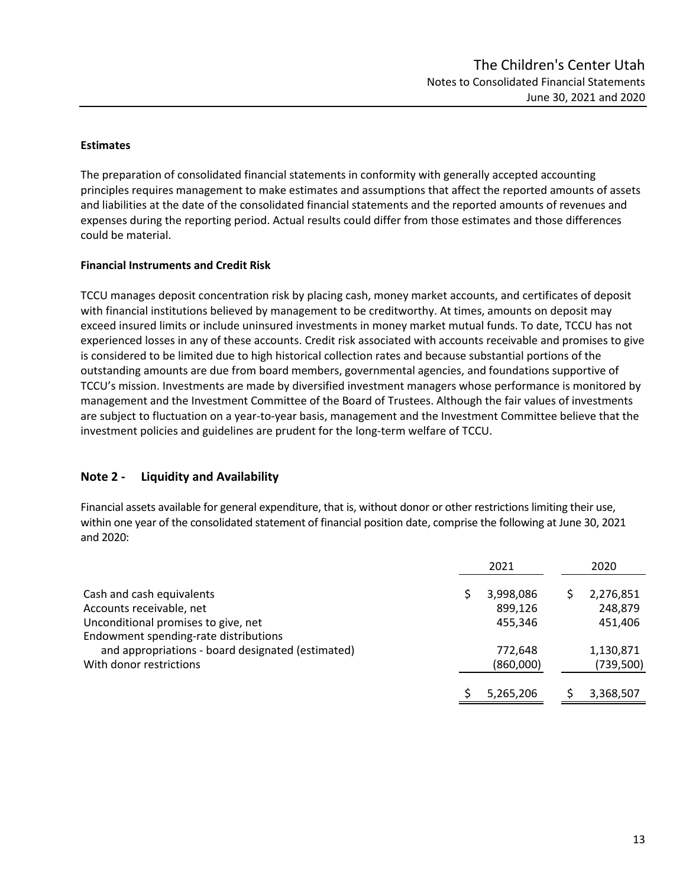### Estimates

The preparation of consolidated financial statements in conformity with generally accepted accounting principles requires management to make estimates and assumptions that affect the reported amounts of assets and liabilities at the date of the consolidated financial statements and the reported amounts of revenues and expenses during the reporting period. Actual results could differ from those estimates and those differences could be material.

### Financial Instruments and Credit Risk

TCCU manages deposit concentration risk by placing cash, money market accounts, and certificates of deposit with financial institutions believed by management to be creditworthy. At times, amounts on deposit may exceed insured limits or include uninsured investments in money market mutual funds. To date, TCCU has not experienced losses in any of these accounts. Credit risk associated with accounts receivable and promises to give is considered to be limited due to high historical collection rates and because substantial portions of the outstanding amounts are due from board members, governmental agencies, and foundations supportive of TCCU's mission. Investments are made by diversified investment managers whose performance is monitored by management and the Investment Committee of the Board of Trustees. Although the fair values of investments are subject to fluctuation on a year-to-year basis, management and the Investment Committee believe that the investment policies and guidelines are prudent for the long-term welfare of TCCU.

## Note 2 - Liquidity and Availability

Financial assets available for general expenditure, that is, without donor or other restrictions limiting their use, within one year of the consolidated statement of financial position date, comprise the following at June 30, 2021 and 2020:

| | 2021 | 2020 |
|---|---|---|
| Cash and cash equivalents | $ 3,998,086 | $ 2,276,851 |
| Accounts receivable, net | 899,126 | 248,879 |
| Unconditional promises to give, net | 455,346 | 451,406 |
| Endowment spending-rate distributions and appropriations - board designated (estimated) | 772,648 | 1,130,871 |
| With donor restrictions | (860,000) | (739,500) |
| | $ 5,265,206 | $ 3,368,507 |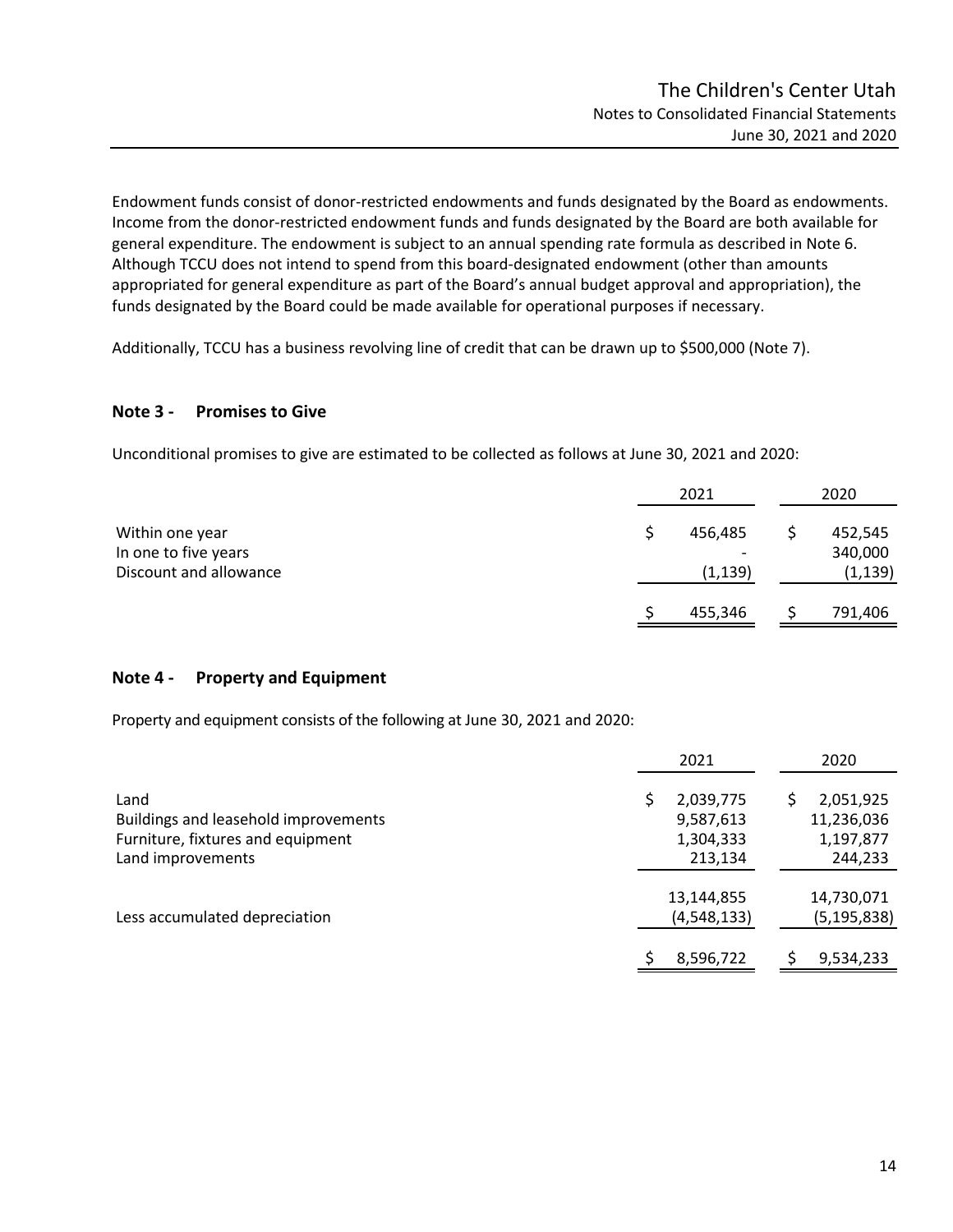Endowment funds consist of donor-restricted endowments and funds designated by the Board as endowments. Income from the donor-restricted endowment funds and funds designated by the Board are both available for general expenditure. The endowment is subject to an annual spending rate formula as described in Note 6. Although TCCU does not intend to spend from this board-designated endowment (other than amounts appropriated for general expenditure as part of the Board's annual budget approval and appropriation), the funds designated by the Board could be made available for operational purposes if necessary.

Additionally, TCCU has a business revolving line of credit that can be drawn up to $500,000 (Note 7).

## Note 3 - Promises to Give

Unconditional promises to give are estimated to be collected as follows at June 30, 2021 and 2020:

| | 2021 | 2020 |
|---|---|---|
| Within one year | $ 456,485 | $ 452,545 |
| In one to five years | - | 340,000 |
| Discount and allowance | (1,139) | (1,139) |
| | $ 455,346 | $ 791,406 |

## Note 4 - Property and Equipment

Property and equipment consists of the following at June 30, 2021 and 2020:

| | 2021 | 2020 |
|---|---|---|
| Land | $ 2,039,775 | $ 2,051,925 |
| Buildings and leasehold improvements | 9,587,613 | 11,236,036 |
| Furniture, fixtures and equipment | 1,304,333 | 1,197,877 |
| Land improvements | 213,134 | 244,233 |
| | 13,144,855 | 14,730,071 |
| Less accumulated depreciation | (4,548,133) | (5,195,838) |
| | $ 8,596,722 | $ 9,534,233 |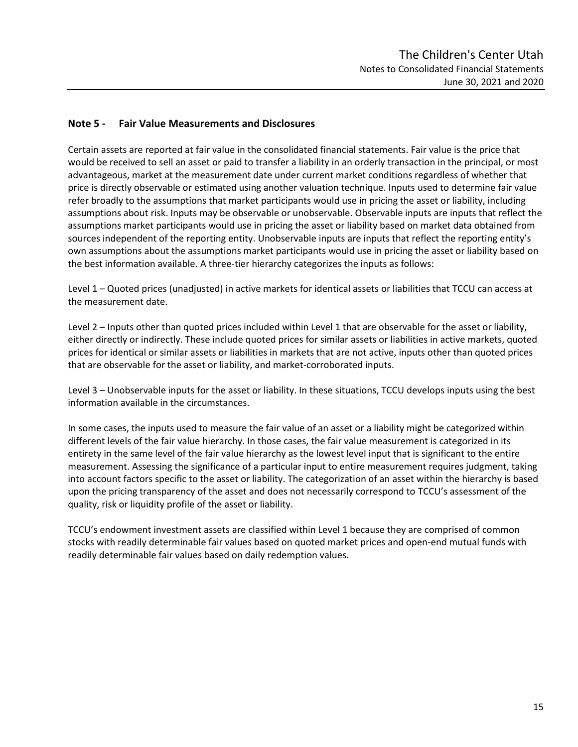## Note 5 - Fair Value Measurements and Disclosures

Certain assets are reported at fair value in the consolidated financial statements. Fair value is the price that would be received to sell an asset or paid to transfer a liability in an orderly transaction in the principal, or most advantageous, market at the measurement date under current market conditions regardless of whether that price is directly observable or estimated using another valuation technique. Inputs used to determine fair value refer broadly to the assumptions that market participants would use in pricing the asset or liability, including assumptions about risk. Inputs may be observable or unobservable. Observable inputs are inputs that reflect the assumptions market participants would use in pricing the asset or liability based on market data obtained from sources independent of the reporting entity. Unobservable inputs are inputs that reflect the reporting entity's own assumptions about the assumptions market participants would use in pricing the asset or liability based on the best information available. A three-tier hierarchy categorizes the inputs as follows:

Level 1 – Quoted prices (unadjusted) in active markets for identical assets or liabilities that TCCU can access at the measurement date.

Level 2 – Inputs other than quoted prices included within Level 1 that are observable for the asset or liability, either directly or indirectly. These include quoted prices for similar assets or liabilities in active markets, quoted prices for identical or similar assets or liabilities in markets that are not active, inputs other than quoted prices that are observable for the asset or liability, and market-corroborated inputs.

Level 3 – Unobservable inputs for the asset or liability. In these situations, TCCU develops inputs using the best information available in the circumstances.

In some cases, the inputs used to measure the fair value of an asset or a liability might be categorized within different levels of the fair value hierarchy. In those cases, the fair value measurement is categorized in its entirety in the same level of the fair value hierarchy as the lowest level input that is significant to the entire measurement. Assessing the significance of a particular input to entire measurement requires judgment, taking into account factors specific to the asset or liability. The categorization of an asset within the hierarchy is based upon the pricing transparency of the asset and does not necessarily correspond to TCCU's assessment of the quality, risk or liquidity profile of the asset or liability.

TCCU's endowment investment assets are classified within Level 1 because they are comprised of common stocks with readily determinable fair values based on quoted market prices and open-end mutual funds with readily determinable fair values based on daily redemption values.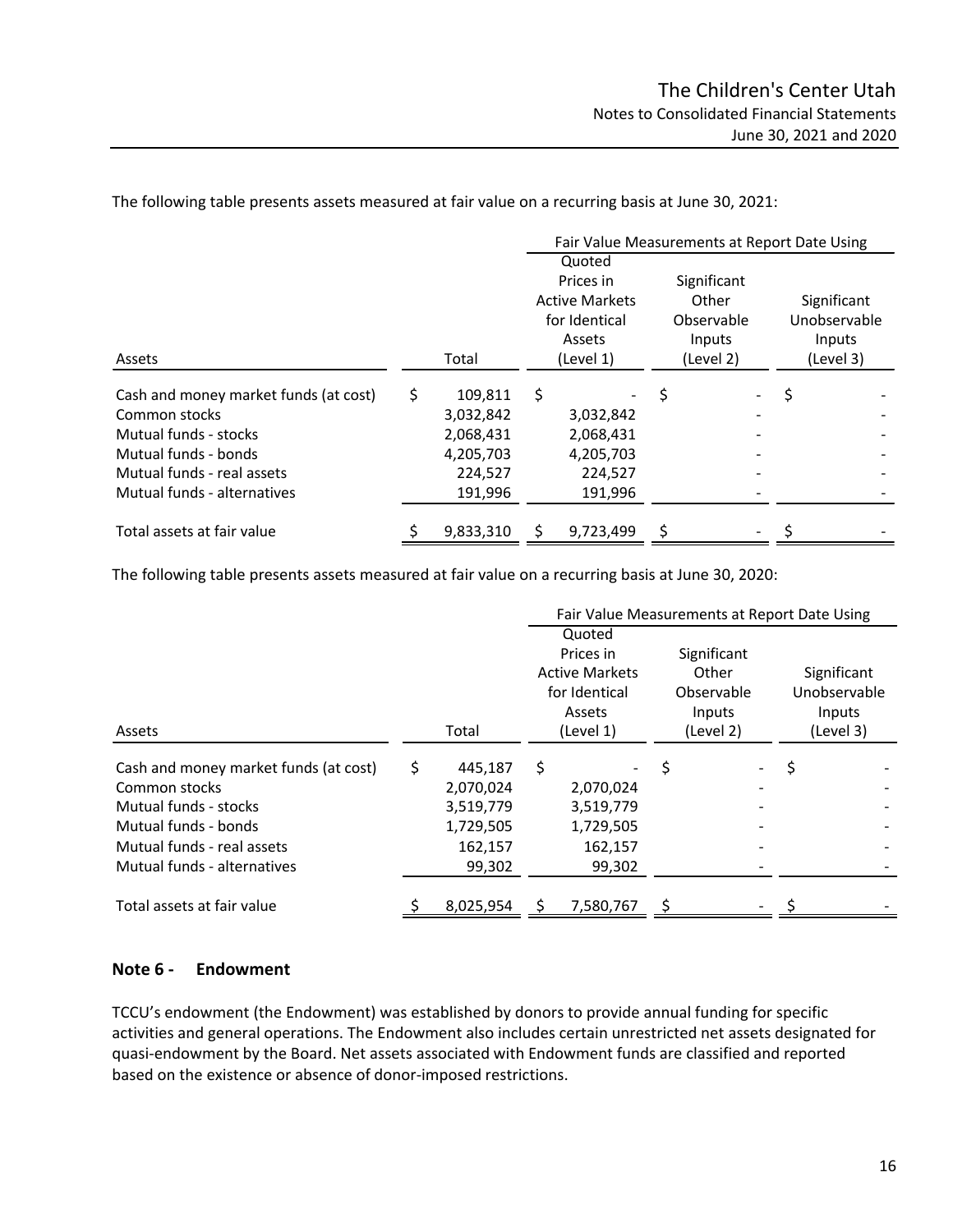The following table presents assets measured at fair value on a recurring basis at June 30, 2021:

| Assets | Total | Fair Value Measurements at Report Date Using Quoted Prices in Active Markets for Identical Assets (Level 1) | Significant Other Observable Inputs (Level 2) | Significant Unobservable Inputs (Level 3) |
|---|---|---|---|---|
| Cash and money market funds (at cost) | $ 109,811 | $ - | $ - | $ - |
| Common stocks | 3,032,842 | 3,032,842 | - | - |
| Mutual funds - stocks | 2,068,431 | 2,068,431 | - | - |
| Mutual funds - bonds | 4,205,703 | 4,205,703 | - | - |
| Mutual funds - real assets | 224,527 | 224,527 | - | - |
| Mutual funds - alternatives | 191,996 | 191,996 | - | - |
| Total assets at fair value | $ 9,833,310 | $ 9,723,499 | $ - | $ - |

The following table presents assets measured at fair value on a recurring basis at June 30, 2020:

| Assets | Total | Fair Value Measurements at Report Date Using Quoted Prices in Active Markets for Identical Assets (Level 1) | Significant Other Observable Inputs (Level 2) | Significant Unobservable Inputs (Level 3) |
|---|---|---|---|---|
| Cash and money market funds (at cost) | $ 445,187 | $ - | $ - | $ - |
| Common stocks | 2,070,024 | 2,070,024 | - | - |
| Mutual funds - stocks | 3,519,779 | 3,519,779 | - | - |
| Mutual funds - bonds | 1,729,505 | 1,729,505 | - | - |
| Mutual funds - real assets | 162,157 | 162,157 | - | - |
| Mutual funds - alternatives | 99,302 | 99,302 | - | - |
| Total assets at fair value | $ 8,025,954 | $ 7,580,767 | $ - | $ - |

## Note 6 - Endowment

TCCU's endowment (the Endowment) was established by donors to provide annual funding for specific activities and general operations. The Endowment also includes certain unrestricted net assets designated for quasi-endowment by the Board. Net assets associated with Endowment funds are classified and reported based on the existence or absence of donor-imposed restrictions.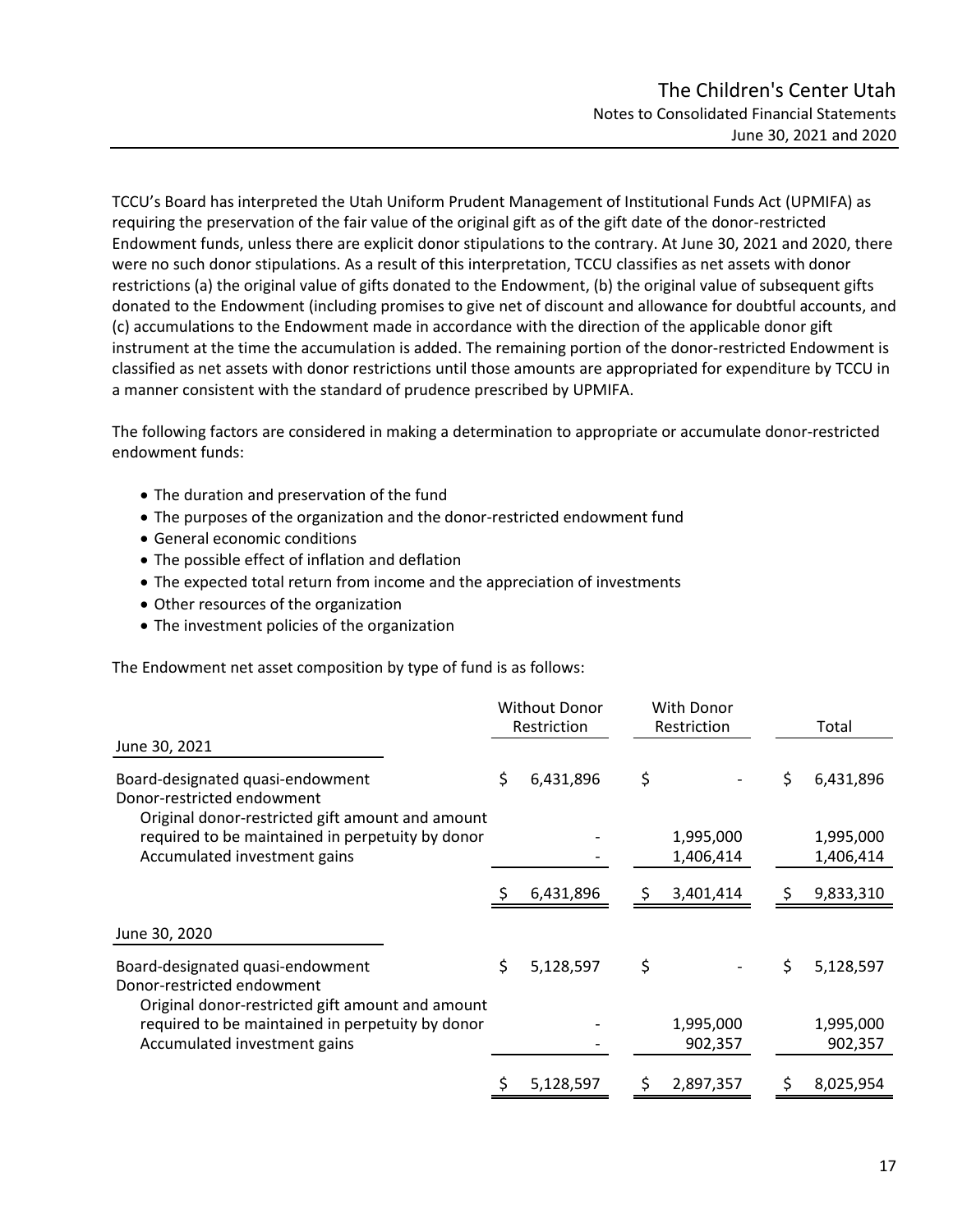TCCU's Board has interpreted the Utah Uniform Prudent Management of Institutional Funds Act (UPMIFA) as requiring the preservation of the fair value of the original gift as of the gift date of the donor-restricted Endowment funds, unless there are explicit donor stipulations to the contrary. At June 30, 2021 and 2020, there were no such donor stipulations. As a result of this interpretation, TCCU classifies as net assets with donor restrictions (a) the original value of gifts donated to the Endowment, (b) the original value of subsequent gifts donated to the Endowment (including promises to give net of discount and allowance for doubtful accounts, and (c) accumulations to the Endowment made in accordance with the direction of the applicable donor gift instrument at the time the accumulation is added. The remaining portion of the donor-restricted Endowment is classified as net assets with donor restrictions until those amounts are appropriated for expenditure by TCCU in a manner consistent with the standard of prudence prescribed by UPMIFA.

The following factors are considered in making a determination to appropriate or accumulate donor-restricted endowment funds:

- The duration and preservation of the fund
- The purposes of the organization and the donor-restricted endowment fund
- General economic conditions
- The possible effect of inflation and deflation
- The expected total return from income and the appreciation of investments
- Other resources of the organization
- The investment policies of the organization

The Endowment net asset composition by type of fund is as follows:

| | Without Donor Restriction | With Donor Restriction | Total |
|---|---|---|---|
| **June 30, 2021** | | | |
| Board-designated quasi-endowment | $ 6,431,896 | $ - | $ 6,431,896 |
| Donor-restricted endowment | | | |
| Original donor-restricted gift amount and amount required to be maintained in perpetuity by donor | - | 1,995,000 | 1,995,000 |
| Accumulated investment gains | - | 1,406,414 | 1,406,414 |
| | $ 6,431,896 | $ 3,401,414 | $ 9,833,310 |
| **June 30, 2020** | | | |
| Board-designated quasi-endowment | $ 5,128,597 | $ - | $ 5,128,597 |
| Donor-restricted endowment | | | |
| Original donor-restricted gift amount and amount required to be maintained in perpetuity by donor | - | 1,995,000 | 1,995,000 |
| Accumulated investment gains | - | 902,357 | 902,357 |
| | $ 5,128,597 | $ 2,897,357 | $ 8,025,954 |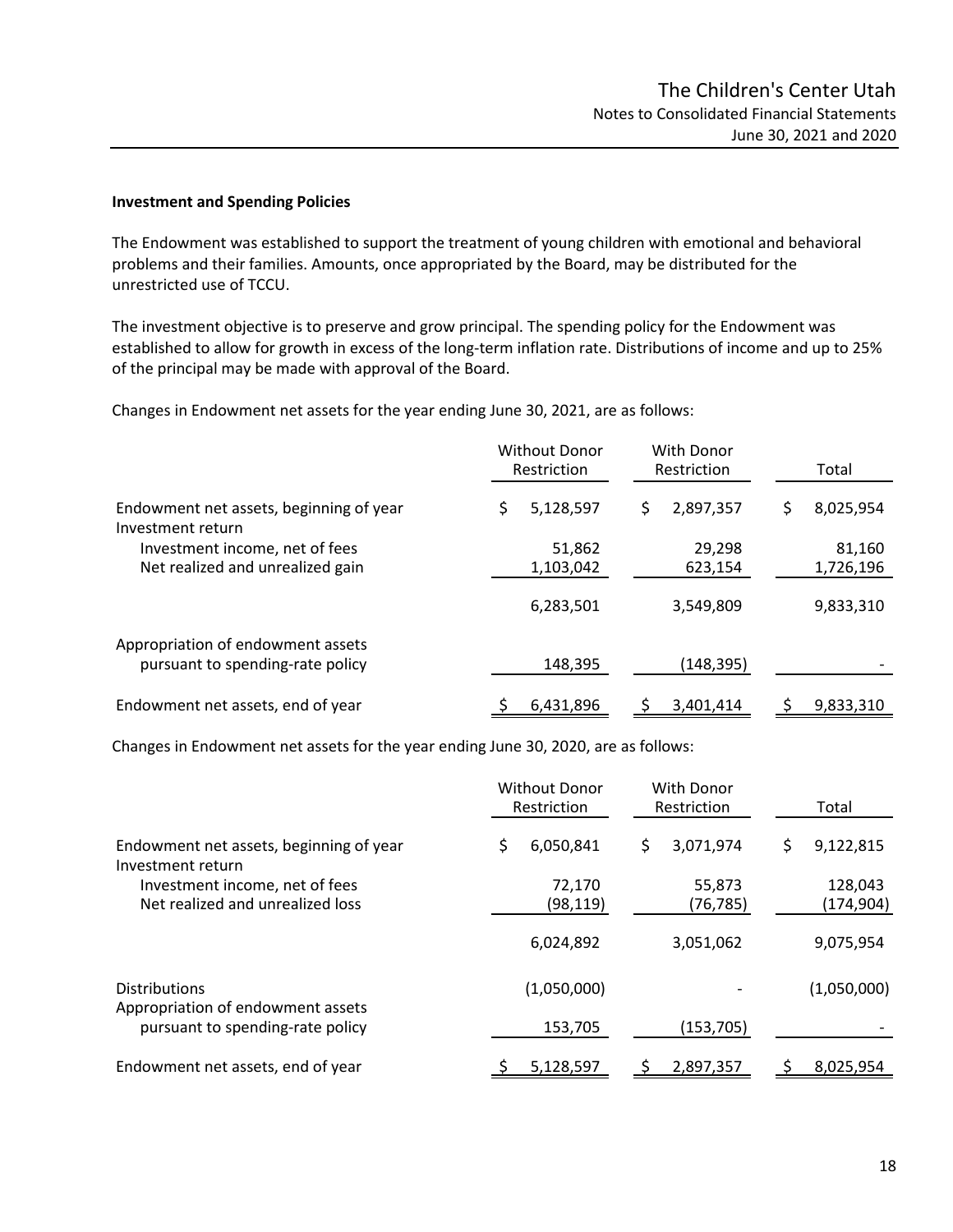### Investment and Spending Policies

The Endowment was established to support the treatment of young children with emotional and behavioral problems and their families. Amounts, once appropriated by the Board, may be distributed for the unrestricted use of TCCU.

The investment objective is to preserve and grow principal. The spending policy for the Endowment was established to allow for growth in excess of the long-term inflation rate. Distributions of income and up to 25% of the principal may be made with approval of the Board.

Changes in Endowment net assets for the year ending June 30, 2021, are as follows:

| | Without Donor Restriction | With Donor Restriction | Total |
|---|---|---|---|
| Endowment net assets, beginning of year | $ 5,128,597 | $ 2,897,357 | $ 8,025,954 |
| Investment return | | | |
| Investment income, net of fees | 51,862 | 29,298 | 81,160 |
| Net realized and unrealized gain | 1,103,042 | 623,154 | 1,726,196 |
| | 6,283,501 | 3,549,809 | 9,833,310 |
| Appropriation of endowment assets pursuant to spending-rate policy | 148,395 | (148,395) | - |
| Endowment net assets, end of year | $ 6,431,896 | $ 3,401,414 | $ 9,833,310 |

Changes in Endowment net assets for the year ending June 30, 2020, are as follows:

| | Without Donor Restriction | With Donor Restriction | Total |
|---|---|---|---|
| Endowment net assets, beginning of year | $ 6,050,841 | $ 3,071,974 | $ 9,122,815 |
| Investment return | | | |
| Investment income, net of fees | 72,170 | 55,873 | 128,043 |
| Net realized and unrealized loss | (98,119) | (76,785) | (174,904) |
| | 6,024,892 | 3,051,062 | 9,075,954 |
| Distributions | (1,050,000) | - | (1,050,000) |
| Appropriation of endowment assets pursuant to spending-rate policy | 153,705 | (153,705) | - |
| Endowment net assets, end of year | $ 5,128,597 | $ 2,897,357 | $ 8,025,954 |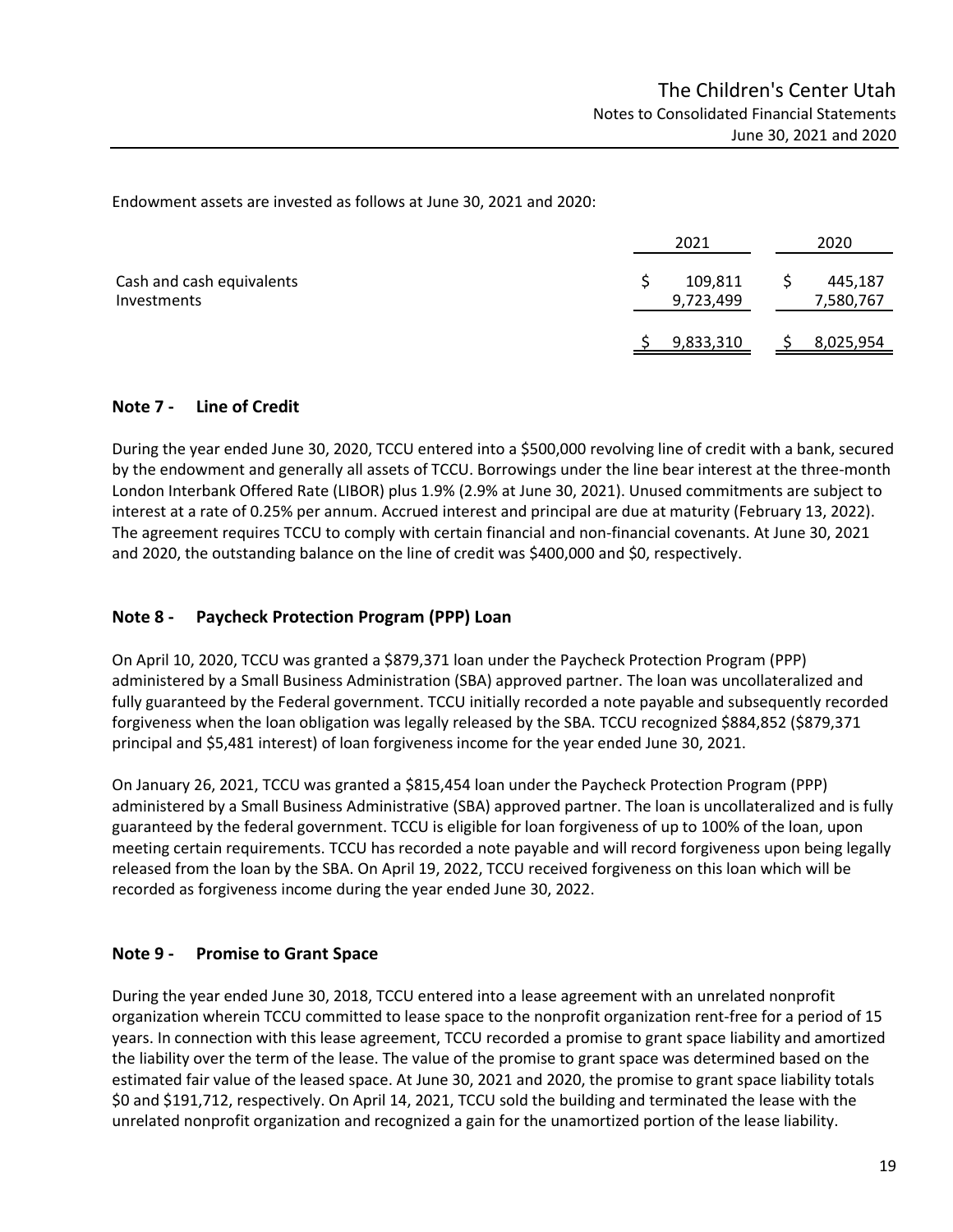Endowment assets are invested as follows at June 30, 2021 and 2020:

| | 2021 | 2020 |
|---|---|---|
| Cash and cash equivalents | $ 109,811 | $ 445,187 |
| Investments | 9,723,499 | 7,580,767 |
| | $ 9,833,310 | $ 8,025,954 |

## Note 7 - Line of Credit

During the year ended June 30, 2020, TCCU entered into a $500,000 revolving line of credit with a bank, secured by the endowment and generally all assets of TCCU. Borrowings under the line bear interest at the three-month London Interbank Offered Rate (LIBOR) plus 1.9% (2.9% at June 30, 2021). Unused commitments are subject to interest at a rate of 0.25% per annum. Accrued interest and principal are due at maturity (February 13, 2022). The agreement requires TCCU to comply with certain financial and non-financial covenants. At June 30, 2021 and 2020, the outstanding balance on the line of credit was $400,000 and $0, respectively.

## Note 8 - Paycheck Protection Program (PPP) Loan

On April 10, 2020, TCCU was granted a $879,371 loan under the Paycheck Protection Program (PPP) administered by a Small Business Administration (SBA) approved partner. The loan was uncollateralized and fully guaranteed by the Federal government. TCCU initially recorded a note payable and subsequently recorded forgiveness when the loan obligation was legally released by the SBA. TCCU recognized $884,852 ($879,371 principal and $5,481 interest) of loan forgiveness income for the year ended June 30, 2021.

On January 26, 2021, TCCU was granted a $815,454 loan under the Paycheck Protection Program (PPP) administered by a Small Business Administrative (SBA) approved partner. The loan is uncollateralized and is fully guaranteed by the federal government. TCCU is eligible for loan forgiveness of up to 100% of the loan, upon meeting certain requirements. TCCU has recorded a note payable and will record forgiveness upon being legally released from the loan by the SBA. On April 19, 2022, TCCU received forgiveness on this loan which will be recorded as forgiveness income during the year ended June 30, 2022.

## Note 9 - Promise to Grant Space

During the year ended June 30, 2018, TCCU entered into a lease agreement with an unrelated nonprofit organization wherein TCCU committed to lease space to the nonprofit organization rent-free for a period of 15 years. In connection with this lease agreement, TCCU recorded a promise to grant space liability and amortized the liability over the term of the lease. The value of the promise to grant space was determined based on the estimated fair value of the leased space. At June 30, 2021 and 2020, the promise to grant space liability totals $0 and $191,712, respectively. On April 14, 2021, TCCU sold the building and terminated the lease with the unrelated nonprofit organization and recognized a gain for the unamortized portion of the lease liability.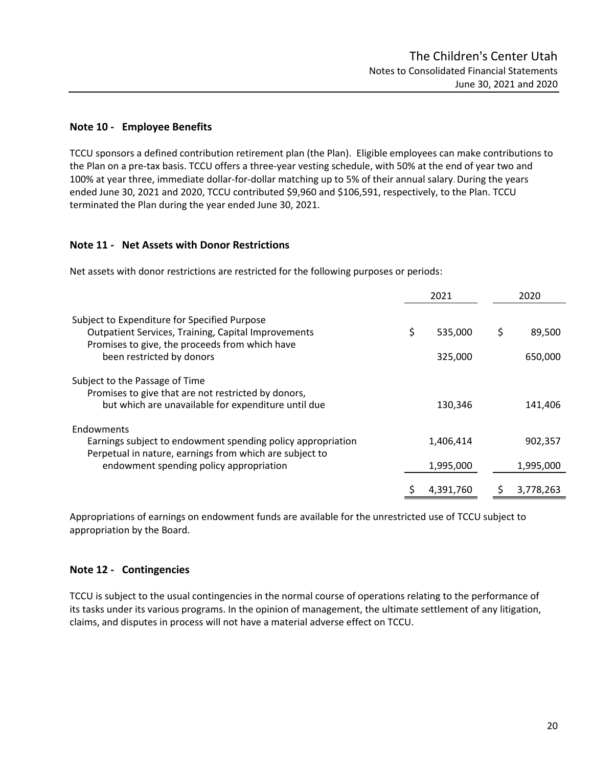## Note 10 - Employee Benefits

TCCU sponsors a defined contribution retirement plan (the Plan). Eligible employees can make contributions to the Plan on a pre-tax basis. TCCU offers a three-year vesting schedule, with 50% at the end of year two and 100% at year three, immediate dollar-for-dollar matching up to 5% of their annual salary. During the years ended June 30, 2021 and 2020, TCCU contributed $9,960 and $106,591, respectively, to the Plan. TCCU terminated the Plan during the year ended June 30, 2021.

## Note 11 - Net Assets with Donor Restrictions

Net assets with donor restrictions are restricted for the following purposes or periods:

| | 2021 | 2020 |
|---|---|---|
| Subject to Expenditure for Specified Purpose | | |
| Outpatient Services, Training, Capital Improvements | $ 535,000 | $ 89,500 |
| Promises to give, the proceeds from which have been restricted by donors | 325,000 | 650,000 |
| Subject to the Passage of Time | | |
| Promises to give that are not restricted by donors, but which are unavailable for expenditure until due | 130,346 | 141,406 |
| Endowments | | |
| Earnings subject to endowment spending policy appropriation | 1,406,414 | 902,357 |
| Perpetual in nature, earnings from which are subject to endowment spending policy appropriation | 1,995,000 | 1,995,000 |
| | $ 4,391,760 | $ 3,778,263 |

Appropriations of earnings on endowment funds are available for the unrestricted use of TCCU subject to appropriation by the Board.

## Note 12 - Contingencies

TCCU is subject to the usual contingencies in the normal course of operations relating to the performance of its tasks under its various programs. In the opinion of management, the ultimate settlement of any litigation, claims, and disputes in process will not have a material adverse effect on TCCU.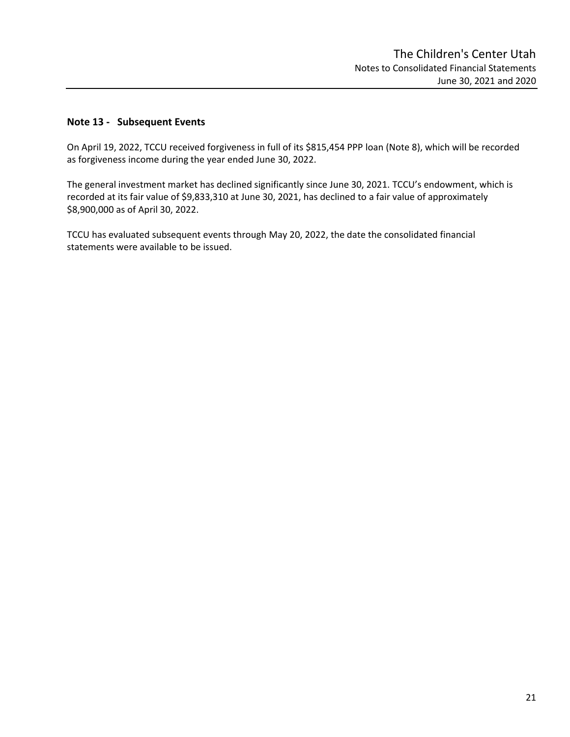## Note 13 - Subsequent Events

On April 19, 2022, TCCU received forgiveness in full of its $815,454 PPP loan (Note 8), which will be recorded as forgiveness income during the year ended June 30, 2022.

The general investment market has declined significantly since June 30, 2021. TCCU's endowment, which is recorded at its fair value of $9,833,310 at June 30, 2021, has declined to a fair value of approximately $8,900,000 as of April 30, 2022.

TCCU has evaluated subsequent events through May 20, 2022, the date the consolidated financial statements were available to be issued.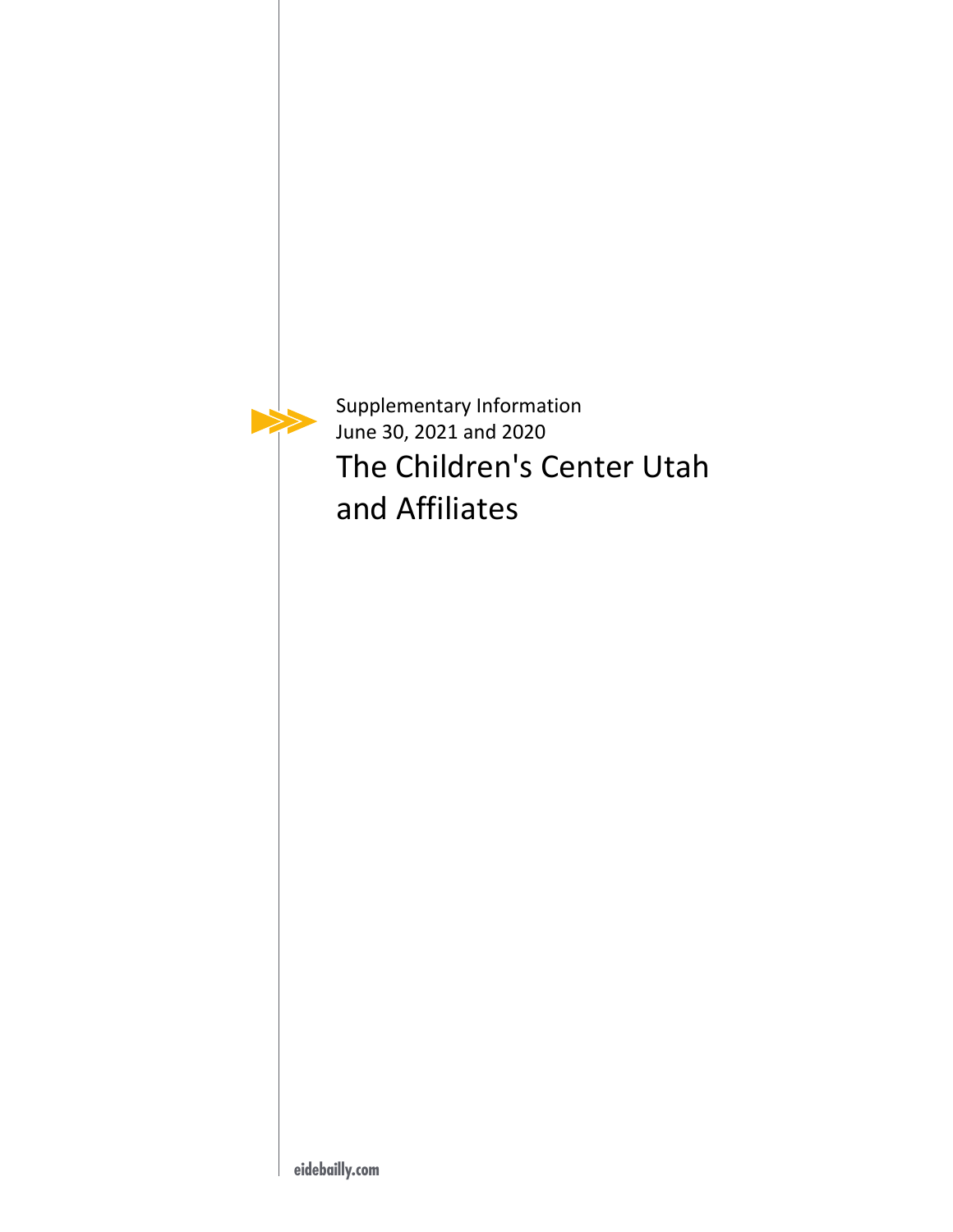Supplementary Information
June 30, 2021 and 2020

# The Children's Center Utah and Affiliates

eidebailly.com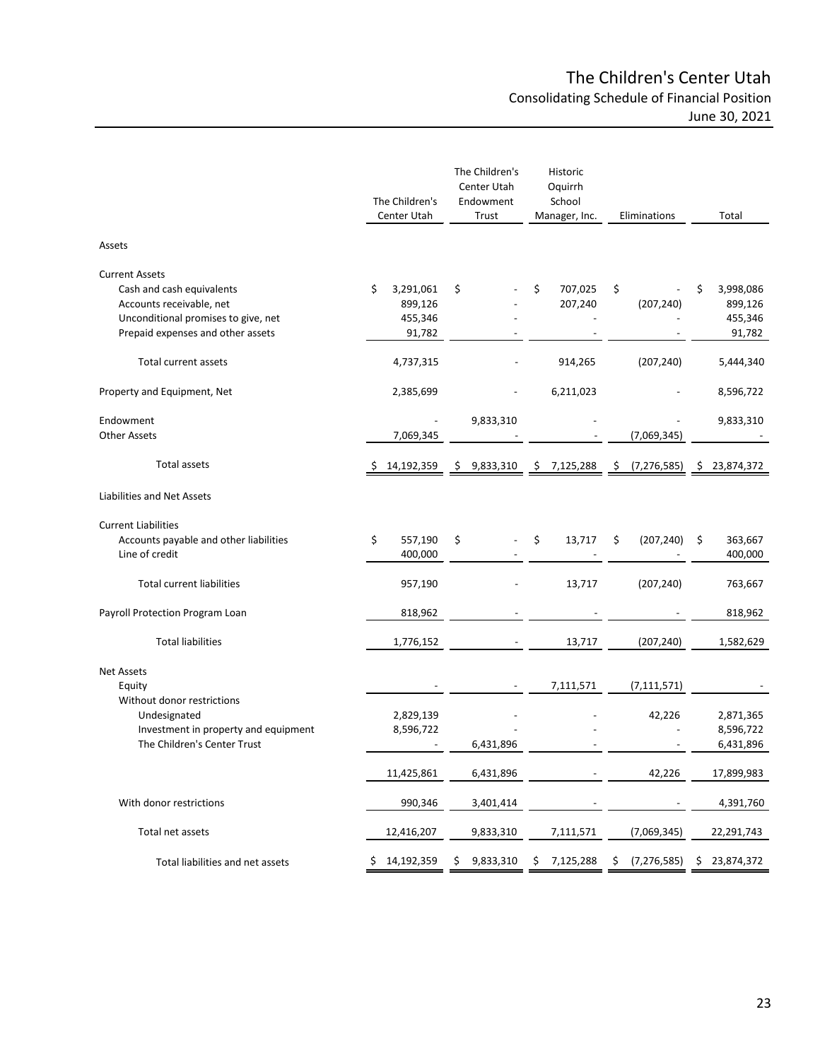# The Children's Center Utah

## Consolidating Schedule of Financial Position

### June 30, 2021

| | The Children's Center Utah | The Children's Center Utah Endowment Trust | Historic Oquirrh School Manager, Inc. | Eliminations | Total |
|---|---|---|---|---|---|
| **Assets** | | | | | |
| **Current Assets** | | | | | |
| Cash and cash equivalents | $ 3,291,061 | $ - | $ 707,025 | $ - | $ 3,998,086 |
| Accounts receivable, net | 899,126 | - | 207,240 | (207,240) | 899,126 |
| Unconditional promises to give, net | 455,346 | - | - | - | 455,346 |
| Prepaid expenses and other assets | 91,782 | - | - | - | 91,782 |
| Total current assets | 4,737,315 | - | 914,265 | (207,240) | 5,444,340 |
| Property and Equipment, Net | 2,385,699 | - | 6,211,023 | - | 8,596,722 |
| Endowment | - | 9,833,310 | - | - | 9,833,310 |
| Other Assets | 7,069,345 | - | - | (7,069,345) | - |
| Total assets | $ 14,192,359 | $ 9,833,310 | $ 7,125,288 | $ (7,276,585) | $ 23,874,372 |
| **Liabilities and Net Assets** | | | | | |
| **Current Liabilities** | | | | | |
| Accounts payable and other liabilities | $ 557,190 | $ - | $ 13,717 | $ (207,240) | $ 363,667 |
| Line of credit | 400,000 | - | - | - | 400,000 |
| Total current liabilities | 957,190 | - | 13,717 | (207,240) | 763,667 |
| Payroll Protection Program Loan | 818,962 | - | - | - | 818,962 |
| Total liabilities | 1,776,152 | - | 13,717 | (207,240) | 1,582,629 |
| **Net Assets** | | | | | |
| Equity | - | - | 7,111,571 | (7,111,571) | - |
| Without donor restrictions | | | | | |
| Undesignated | 2,829,139 | - | - | 42,226 | 2,871,365 |
| Investment in property and equipment | 8,596,722 | - | - | - | 8,596,722 |
| The Children's Center Trust | - | 6,431,896 | - | - | 6,431,896 |
| | 11,425,861 | 6,431,896 | - | 42,226 | 17,899,983 |
| With donor restrictions | 990,346 | 3,401,414 | - | - | 4,391,760 |
| Total net assets | 12,416,207 | 9,833,310 | 7,111,571 | (7,069,345) | 22,291,743 |
| Total liabilities and net assets | $ 14,192,359 | $ 9,833,310 | $ 7,125,288 | $ (7,276,585) | $ 23,874,372 |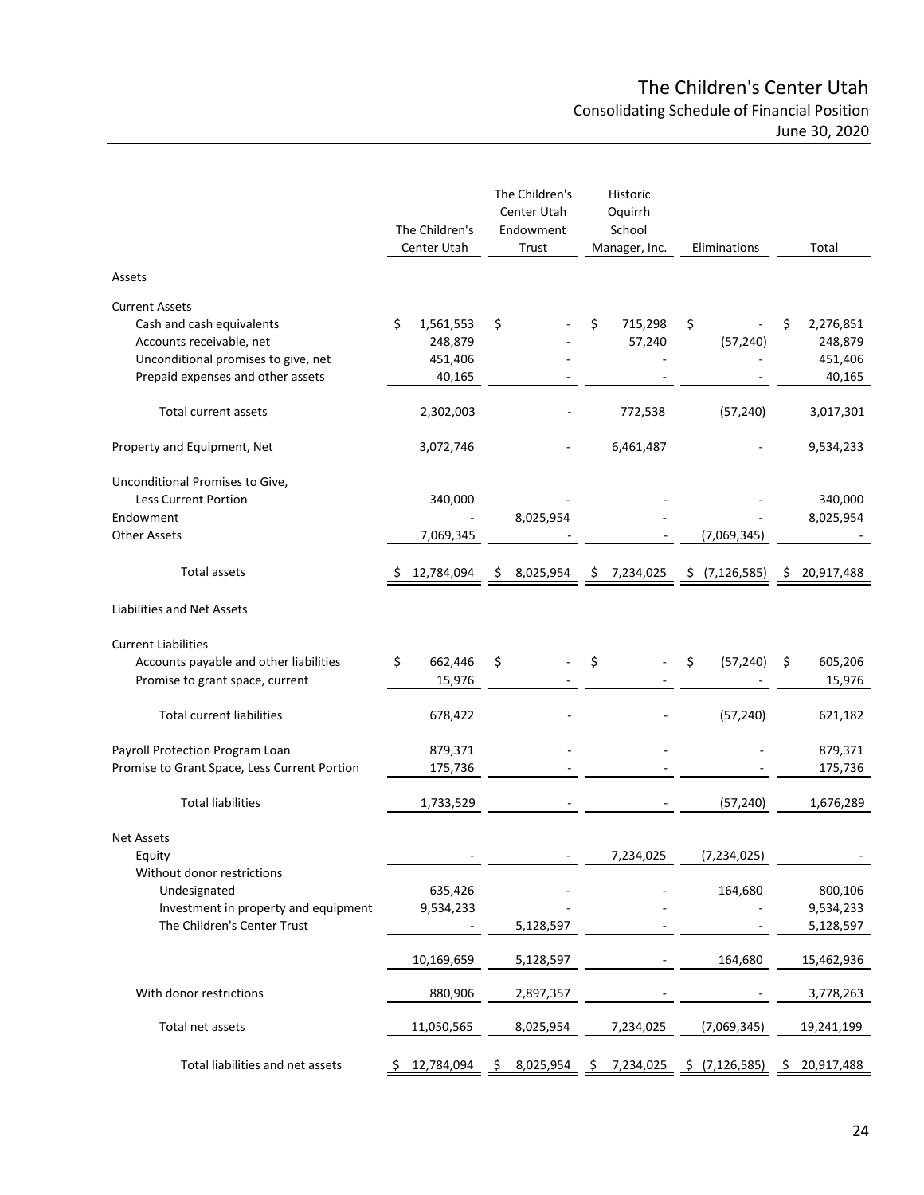# The Children's Center Utah
## Consolidating Schedule of Financial Position
### June 30, 2020

| | The Children's Center Utah | The Children's Center Utah Endowment Trust | Historic Oquirrh School Manager, Inc. | Eliminations | Total |
|---|---|---|---|---|---|
| **Assets** | | | | | |
| **Current Assets** | | | | | |
| Cash and cash equivalents | $ 1,561,553 | $ - | $ 715,298 | $ - | $ 2,276,851 |
| Accounts receivable, net | 248,879 | - | 57,240 | (57,240) | 248,879 |
| Unconditional promises to give, net | 451,406 | - | - | - | 451,406 |
| Prepaid expenses and other assets | 40,165 | - | - | - | 40,165 |
| Total current assets | 2,302,003 | - | 772,538 | (57,240) | 3,017,301 |
| Property and Equipment, Net | 3,072,746 | - | 6,461,487 | - | 9,534,233 |
| Unconditional Promises to Give, Less Current Portion | 340,000 | - | - | - | 340,000 |
| Endowment | - | 8,025,954 | - | - | 8,025,954 |
| Other Assets | 7,069,345 | - | - | (7,069,345) | - |
| Total assets | $ 12,784,094 | $ 8,025,954 | $ 7,234,025 | $ (7,126,585) | $ 20,917,488 |
| **Liabilities and Net Assets** | | | | | |
| **Current Liabilities** | | | | | |
| Accounts payable and other liabilities | $ 662,446 | $ - | $ - | $ (57,240) | $ 605,206 |
| Promise to grant space, current | 15,976 | - | - | - | 15,976 |
| Total current liabilities | 678,422 | - | - | (57,240) | 621,182 |
| Payroll Protection Program Loan | 879,371 | - | - | - | 879,371 |
| Promise to Grant Space, Less Current Portion | 175,736 | - | - | - | 175,736 |
| Total liabilities | 1,733,529 | - | - | (57,240) | 1,676,289 |
| **Net Assets** | | | | | |
| Equity | - | - | 7,234,025 | (7,234,025) | - |
| Without donor restrictions | | | | | |
| Undesignated | 635,426 | - | - | 164,680 | 800,106 |
| Investment in property and equipment | 9,534,233 | - | - | - | 9,534,233 |
| The Children's Center Trust | - | 5,128,597 | - | - | 5,128,597 |
| | 10,169,659 | 5,128,597 | - | 164,680 | 15,462,936 |
| With donor restrictions | 880,906 | 2,897,357 | - | - | 3,778,263 |
| Total net assets | 11,050,565 | 8,025,954 | 7,234,025 | (7,069,345) | 19,241,199 |
| Total liabilities and net assets | $ 12,784,094 | $ 8,025,954 | $ 7,234,025 | $ (7,126,585) | $ 20,917,488 |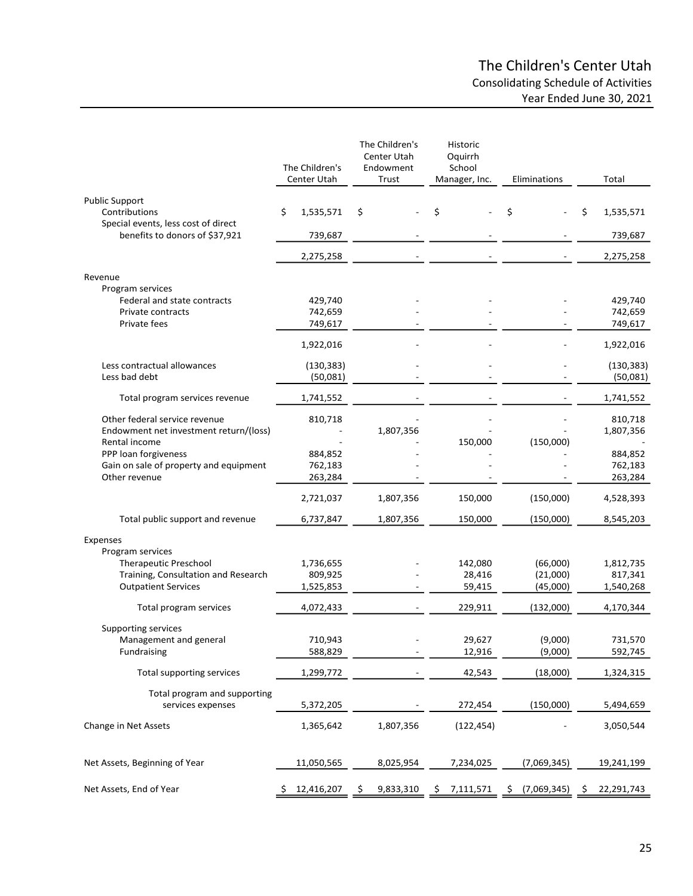# The Children's Center Utah

## Consolidating Schedule of Activities

### Year Ended June 30, 2021

| | The Children's Center Utah | The Children's Center Utah Endowment Trust | Historic Oquirrh School Manager, Inc. | Eliminations | Total |
|---|---|---|---|---|---|
| **Public Support** | | | | | |
| Contributions | $ 1,535,571 | $ - | $ - | $ - | $ 1,535,571 |
| Special events, less cost of direct benefits to donors of $37,921 | 739,687 | - | - | - | 739,687 |
| | 2,275,258 | - | - | - | 2,275,258 |
| **Revenue** | | | | | |
| Program services | | | | | |
| Federal and state contracts | 429,740 | - | - | - | 429,740 |
| Private contracts | 742,659 | - | - | - | 742,659 |
| Private fees | 749,617 | - | - | - | 749,617 |
| | 1,922,016 | - | - | - | 1,922,016 |
| Less contractual allowances | (130,383) | - | - | - | (130,383) |
| Less bad debt | (50,081) | - | - | - | (50,081) |
| Total program services revenue | 1,741,552 | - | - | - | 1,741,552 |
| Other federal service revenue | 810,718 | - | - | - | 810,718 |
| Endowment net investment return/(loss) | - | 1,807,356 | - | - | 1,807,356 |
| Rental income | - | - | 150,000 | (150,000) | - |
| PPP loan forgiveness | 884,852 | - | - | - | 884,852 |
| Gain on sale of property and equipment | 762,183 | - | - | - | 762,183 |
| Other revenue | 263,284 | - | - | - | 263,284 |
| | 2,721,037 | 1,807,356 | 150,000 | (150,000) | 4,528,393 |
| Total public support and revenue | 6,737,847 | 1,807,356 | 150,000 | (150,000) | 8,545,203 |
| **Expenses** | | | | | |
| Program services | | | | | |
| Therapeutic Preschool | 1,736,655 | - | 142,080 | (66,000) | 1,812,735 |
| Training, Consultation and Research | 809,925 | - | 28,416 | (21,000) | 817,341 |
| Outpatient Services | 1,525,853 | - | 59,415 | (45,000) | 1,540,268 |
| Total program services | 4,072,433 | - | 229,911 | (132,000) | 4,170,344 |
| Supporting services | | | | | |
| Management and general | 710,943 | - | 29,627 | (9,000) | 731,570 |
| Fundraising | 588,829 | - | 12,916 | (9,000) | 592,745 |
| Total supporting services | 1,299,772 | - | 42,543 | (18,000) | 1,324,315 |
| Total program and supporting services expenses | 5,372,205 | - | 272,454 | (150,000) | 5,494,659 |
| **Change in Net Assets** | 1,365,642 | 1,807,356 | (122,454) | - | 3,050,544 |
| **Net Assets, Beginning of Year** | 11,050,565 | 8,025,954 | 7,234,025 | (7,069,345) | 19,241,199 |
| **Net Assets, End of Year** | $ 12,416,207 | $ 9,833,310 | $ 7,111,571 | $ (7,069,345) | $ 22,291,743 |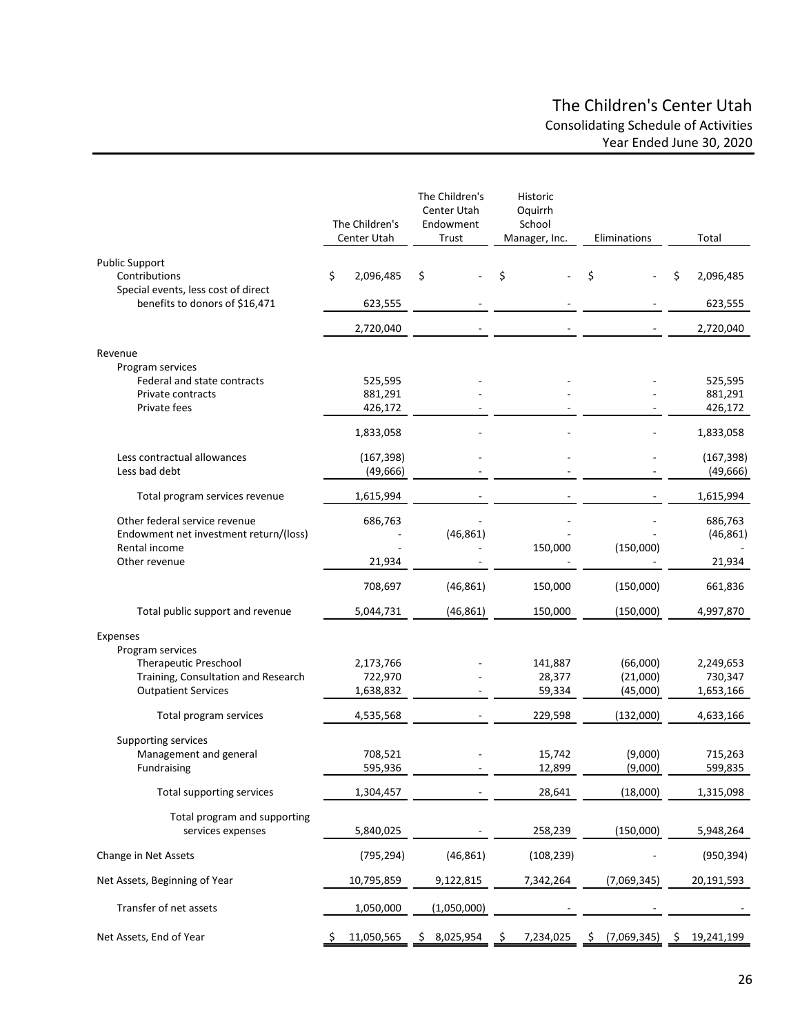# The Children's Center Utah
## Consolidating Schedule of Activities
### Year Ended June 30, 2020

| | The Children's Center Utah | The Children's Center Utah Endowment Trust | Historic Oquirrh School Manager, Inc. | Eliminations | Total |
|---|---|---|---|---|---|
| Public Support | | | | | |
| Contributions | $ 2,096,485 | $ - | $ - | $ - | $ 2,096,485 |
| Special events, less cost of direct benefits to donors of $16,471 | 623,555 | - | - | - | 623,555 |
| | 2,720,040 | - | - | - | 2,720,040 |
| Revenue | | | | | |
| Program services | | | | | |
| Federal and state contracts | 525,595 | - | - | - | 525,595 |
| Private contracts | 881,291 | - | - | - | 881,291 |
| Private fees | 426,172 | - | - | - | 426,172 |
| | 1,833,058 | - | - | - | 1,833,058 |
| Less contractual allowances | (167,398) | - | - | - | (167,398) |
| Less bad debt | (49,666) | - | - | - | (49,666) |
| Total program services revenue | 1,615,994 | - | - | - | 1,615,994 |
| Other federal service revenue | 686,763 | - | - | - | 686,763 |
| Endowment net investment return/(loss) | - | (46,861) | - | - | (46,861) |
| Rental income | - | - | 150,000 | (150,000) | - |
| Other revenue | 21,934 | - | - | - | 21,934 |
| | 708,697 | (46,861) | 150,000 | (150,000) | 661,836 |
| Total public support and revenue | 5,044,731 | (46,861) | 150,000 | (150,000) | 4,997,870 |
| Expenses | | | | | |
| Program services | | | | | |
| Therapeutic Preschool | 2,173,766 | - | 141,887 | (66,000) | 2,249,653 |
| Training, Consultation and Research | 722,970 | - | 28,377 | (21,000) | 730,347 |
| Outpatient Services | 1,638,832 | - | 59,334 | (45,000) | 1,653,166 |
| Total program services | 4,535,568 | - | 229,598 | (132,000) | 4,633,166 |
| Supporting services | | | | | |
| Management and general | 708,521 | - | 15,742 | (9,000) | 715,263 |
| Fundraising | 595,936 | - | 12,899 | (9,000) | 599,835 |
| Total supporting services | 1,304,457 | - | 28,641 | (18,000) | 1,315,098 |
| Total program and supporting services expenses | 5,840,025 | - | 258,239 | (150,000) | 5,948,264 |
| Change in Net Assets | (795,294) | (46,861) | (108,239) | - | (950,394) |
| Net Assets, Beginning of Year | 10,795,859 | 9,122,815 | 7,342,264 | (7,069,345) | 20,191,593 |
| Transfer of net assets | 1,050,000 | (1,050,000) | - | - | - |
| Net Assets, End of Year | $ 11,050,565 | $ 8,025,954 | $ 7,234,025 | $ (7,069,345) | $ 19,241,199 |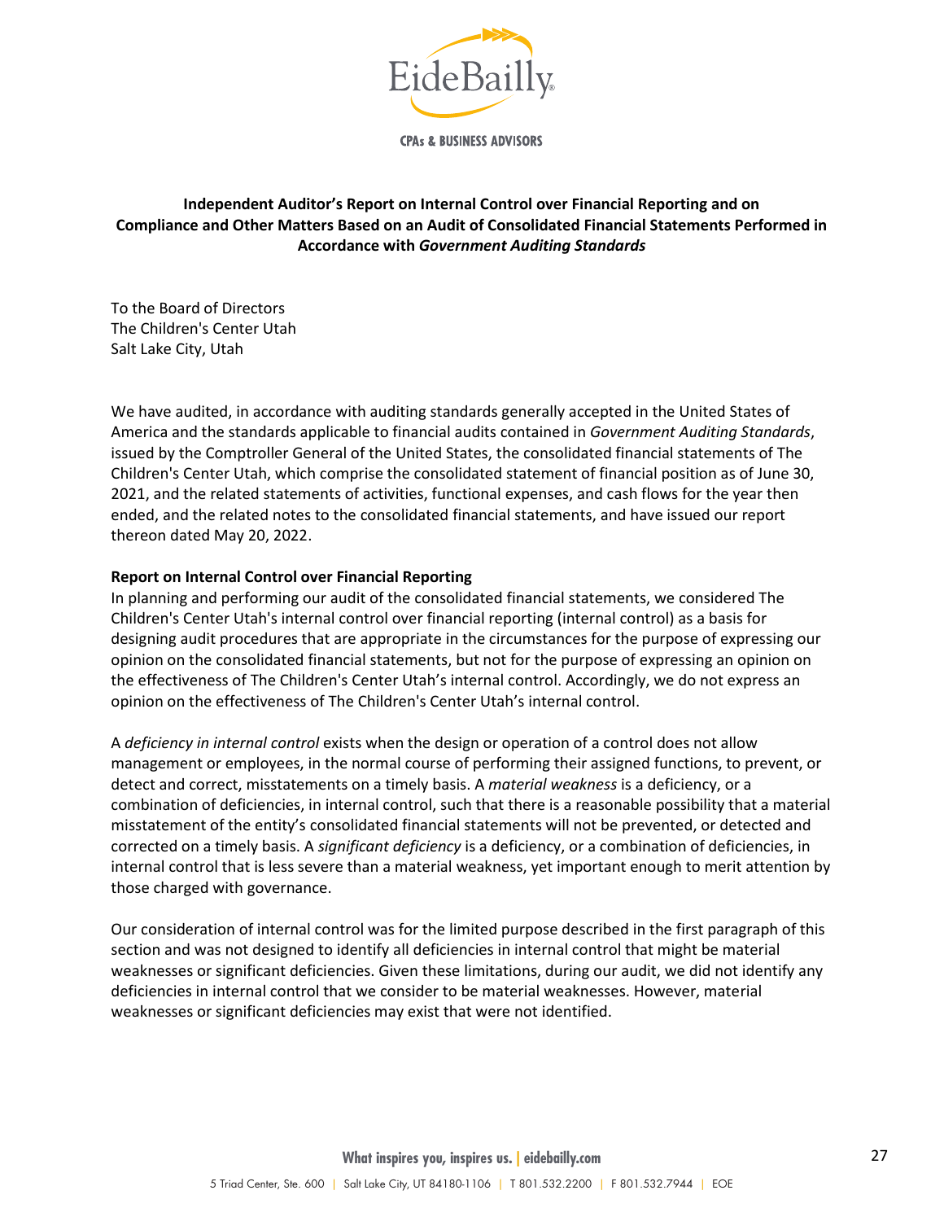**CPAs & BUSINESS ADVISORS**

## Independent Auditor's Report on Internal Control over Financial Reporting and on Compliance and Other Matters Based on an Audit of Consolidated Financial Statements Performed in Accordance with *Government Auditing Standards*

To the Board of Directors
The Children's Center Utah
Salt Lake City, Utah

We have audited, in accordance with auditing standards generally accepted in the United States of America and the standards applicable to financial audits contained in *Government Auditing Standards*, issued by the Comptroller General of the United States, the consolidated financial statements of The Children's Center Utah, which comprise the consolidated statement of financial position as of June 30, 2021, and the related statements of activities, functional expenses, and cash flows for the year then ended, and the related notes to the consolidated financial statements, and have issued our report thereon dated May 20, 2022.

**Report on Internal Control over Financial Reporting**

In planning and performing our audit of the consolidated financial statements, we considered The Children's Center Utah's internal control over financial reporting (internal control) as a basis for designing audit procedures that are appropriate in the circumstances for the purpose of expressing our opinion on the consolidated financial statements, but not for the purpose of expressing an opinion on the effectiveness of The Children's Center Utah's internal control. Accordingly, we do not express an opinion on the effectiveness of The Children's Center Utah's internal control.

A *deficiency in internal control* exists when the design or operation of a control does not allow management or employees, in the normal course of performing their assigned functions, to prevent, or detect and correct, misstatements on a timely basis. A *material weakness* is a deficiency, or a combination of deficiencies, in internal control, such that there is a reasonable possibility that a material misstatement of the entity's consolidated financial statements will not be prevented, or detected and corrected on a timely basis. A *significant deficiency* is a deficiency, or a combination of deficiencies, in internal control that is less severe than a material weakness, yet important enough to merit attention by those charged with governance.

Our consideration of internal control was for the limited purpose described in the first paragraph of this section and was not designed to identify all deficiencies in internal control that might be material weaknesses or significant deficiencies. Given these limitations, during our audit, we did not identify any deficiencies in internal control that we consider to be material weaknesses. However, material weaknesses or significant deficiencies may exist that were not identified.

What inspires you, inspires us. | eidebailly.com

5 Triad Center, Ste. 600 | Salt Lake City, UT 84180-1106 | T 801.532.2200 | F 801.532.7944 | EOE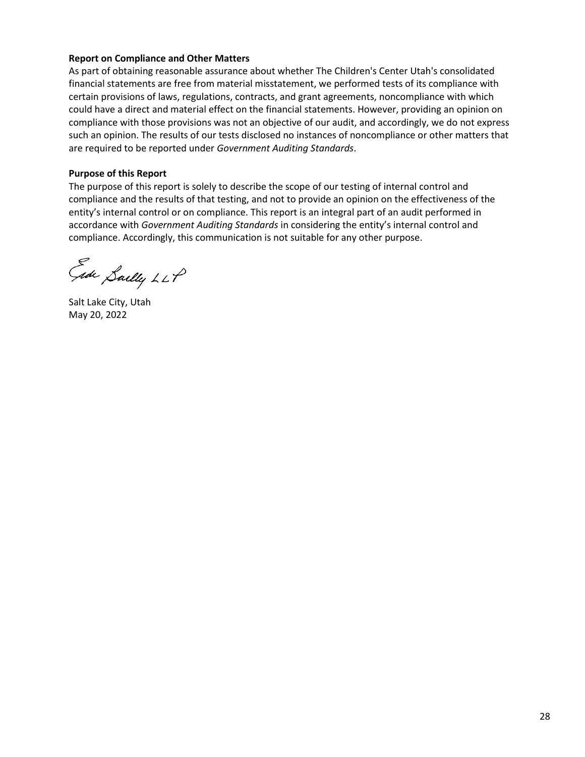**Report on Compliance and Other Matters**

As part of obtaining reasonable assurance about whether The Children's Center Utah's consolidated financial statements are free from material misstatement, we performed tests of its compliance with certain provisions of laws, regulations, contracts, and grant agreements, noncompliance with which could have a direct and material effect on the financial statements. However, providing an opinion on compliance with those provisions was not an objective of our audit, and accordingly, we do not express such an opinion. The results of our tests disclosed no instances of noncompliance or other matters that are required to be reported under *Government Auditing Standards*.

**Purpose of this Report**

The purpose of this report is solely to describe the scope of our testing of internal control and compliance and the results of that testing, and not to provide an opinion on the effectiveness of the entity's internal control or on compliance. This report is an integral part of an audit performed in accordance with *Government Auditing Standards* in considering the entity's internal control and compliance. Accordingly, this communication is not suitable for any other purpose.

Eide Bailly LLP

Salt Lake City, Utah
May 20, 2022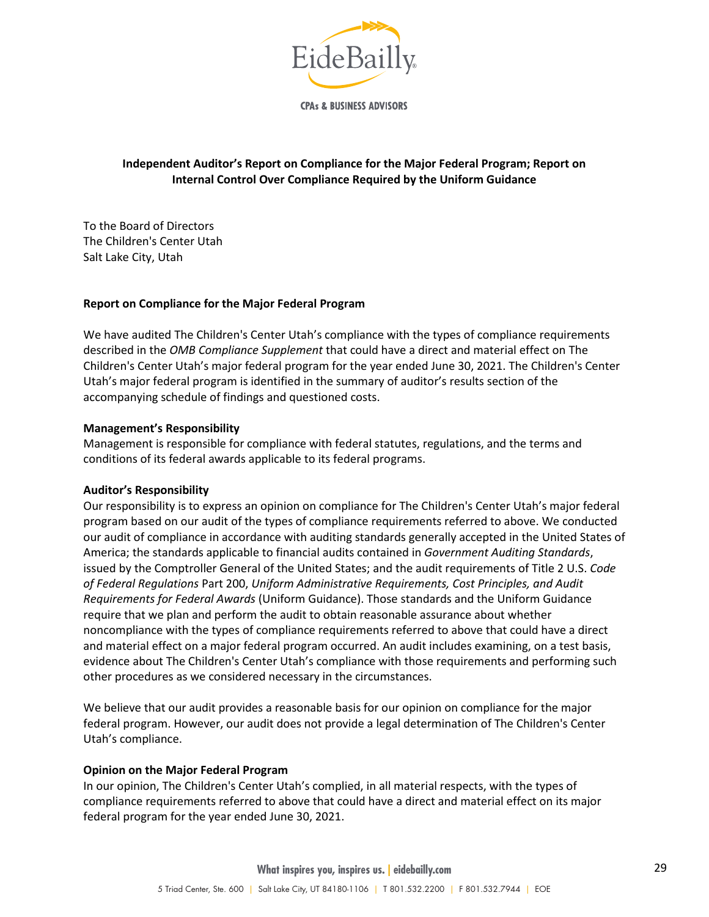## Independent Auditor's Report on Compliance for the Major Federal Program; Report on Internal Control Over Compliance Required by the Uniform Guidance

To the Board of Directors
The Children's Center Utah
Salt Lake City, Utah

### Report on Compliance for the Major Federal Program

We have audited The Children's Center Utah's compliance with the types of compliance requirements described in the *OMB Compliance Supplement* that could have a direct and material effect on The Children's Center Utah's major federal program for the year ended June 30, 2021. The Children's Center Utah's major federal program is identified in the summary of auditor's results section of the accompanying schedule of findings and questioned costs.

**Management's Responsibility**
Management is responsible for compliance with federal statutes, regulations, and the terms and conditions of its federal awards applicable to its federal programs.

**Auditor's Responsibility**
Our responsibility is to express an opinion on compliance for The Children's Center Utah's major federal program based on our audit of the types of compliance requirements referred to above. We conducted our audit of compliance in accordance with auditing standards generally accepted in the United States of America; the standards applicable to financial audits contained in *Government Auditing Standards*, issued by the Comptroller General of the United States; and the audit requirements of Title 2 U.S. *Code of Federal Regulations* Part 200, *Uniform Administrative Requirements, Cost Principles, and Audit Requirements for Federal Awards* (Uniform Guidance). Those standards and the Uniform Guidance require that we plan and perform the audit to obtain reasonable assurance about whether noncompliance with the types of compliance requirements referred to above that could have a direct and material effect on a major federal program occurred. An audit includes examining, on a test basis, evidence about The Children's Center Utah's compliance with those requirements and performing such other procedures as we considered necessary in the circumstances.

We believe that our audit provides a reasonable basis for our opinion on compliance for the major federal program. However, our audit does not provide a legal determination of The Children's Center Utah's compliance.

**Opinion on the Major Federal Program**
In our opinion, The Children's Center Utah's complied, in all material respects, with the types of compliance requirements referred to above that could have a direct and material effect on its major federal program for the year ended June 30, 2021.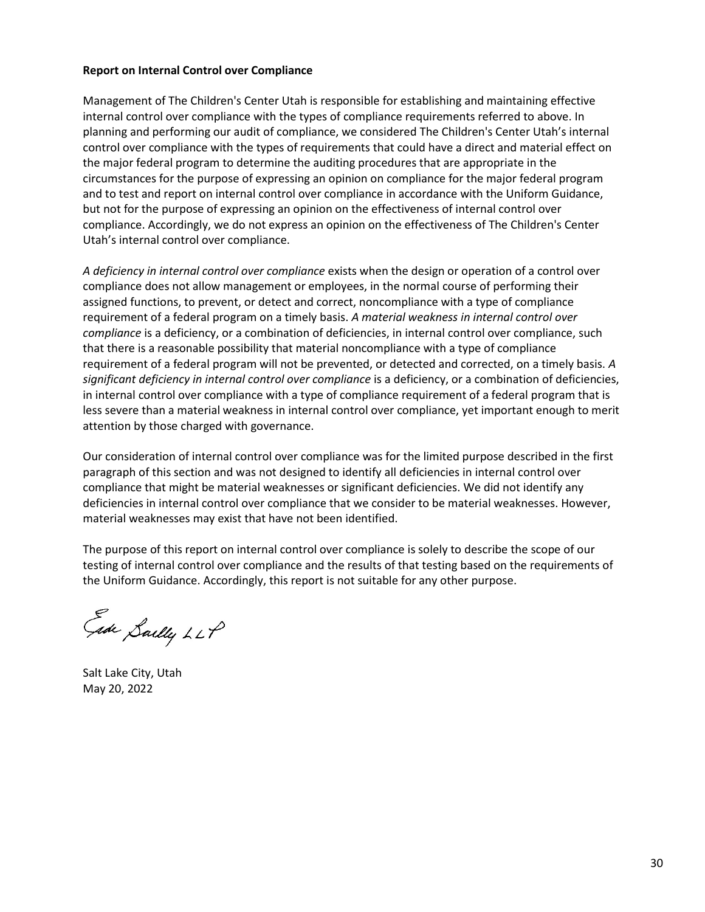**Report on Internal Control over Compliance**

Management of The Children's Center Utah is responsible for establishing and maintaining effective internal control over compliance with the types of compliance requirements referred to above. In planning and performing our audit of compliance, we considered The Children's Center Utah's internal control over compliance with the types of requirements that could have a direct and material effect on the major federal program to determine the auditing procedures that are appropriate in the circumstances for the purpose of expressing an opinion on compliance for the major federal program and to test and report on internal control over compliance in accordance with the Uniform Guidance, but not for the purpose of expressing an opinion on the effectiveness of internal control over compliance. Accordingly, we do not express an opinion on the effectiveness of The Children's Center Utah's internal control over compliance.

*A deficiency in internal control over compliance* exists when the design or operation of a control over compliance does not allow management or employees, in the normal course of performing their assigned functions, to prevent, or detect and correct, noncompliance with a type of compliance requirement of a federal program on a timely basis. *A material weakness in internal control over compliance* is a deficiency, or a combination of deficiencies, in internal control over compliance, such that there is a reasonable possibility that material noncompliance with a type of compliance requirement of a federal program will not be prevented, or detected and corrected, on a timely basis. *A significant deficiency in internal control over compliance* is a deficiency, or a combination of deficiencies, in internal control over compliance with a type of compliance requirement of a federal program that is less severe than a material weakness in internal control over compliance, yet important enough to merit attention by those charged with governance.

Our consideration of internal control over compliance was for the limited purpose described in the first paragraph of this section and was not designed to identify all deficiencies in internal control over compliance that might be material weaknesses or significant deficiencies. We did not identify any deficiencies in internal control over compliance that we consider to be material weaknesses. However, material weaknesses may exist that have not been identified.

The purpose of this report on internal control over compliance is solely to describe the scope of our testing of internal control over compliance and the results of that testing based on the requirements of the Uniform Guidance. Accordingly, this report is not suitable for any other purpose.

Eide Bailly LLP

Salt Lake City, Utah
May 20, 2022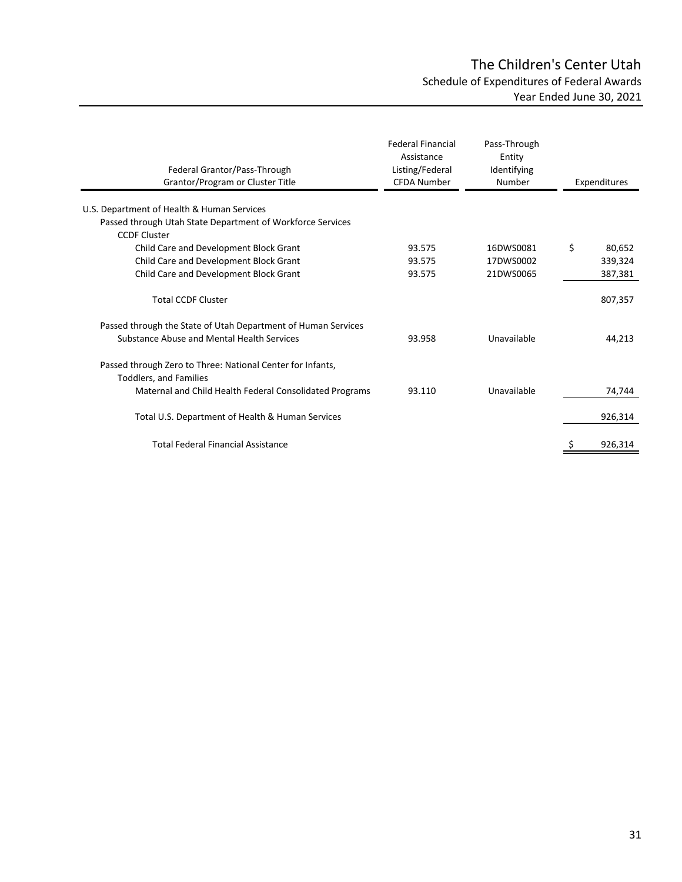# The Children's Center Utah

## Schedule of Expenditures of Federal Awards

### Year Ended June 30, 2021

| Federal Grantor/Pass-Through Grantor/Program or Cluster Title | Federal Financial Assistance Listing/Federal CFDA Number | Pass-Through Entity Identifying Number | Expenditures |
|---|---|---|---|
| U.S. Department of Health & Human Services | | | |
| Passed through Utah State Department of Workforce Services | | | |
| CCDF Cluster | | | |
| Child Care and Development Block Grant | 93.575 | 16DWS0081 | $ 80,652 |
| Child Care and Development Block Grant | 93.575 | 17DWS0002 | 339,324 |
| Child Care and Development Block Grant | 93.575 | 21DWS0065 | 387,381 |
| Total CCDF Cluster | | | 807,357 |
| Passed through the State of Utah Department of Human Services | | | |
| Substance Abuse and Mental Health Services | 93.958 | Unavailable | 44,213 |
| Passed through Zero to Three: National Center for Infants, Toddlers, and Families | | | |
| Maternal and Child Health Federal Consolidated Programs | 93.110 | Unavailable | 74,744 |
| Total U.S. Department of Health & Human Services | | | 926,314 |
| Total Federal Financial Assistance | | | $ 926,314 |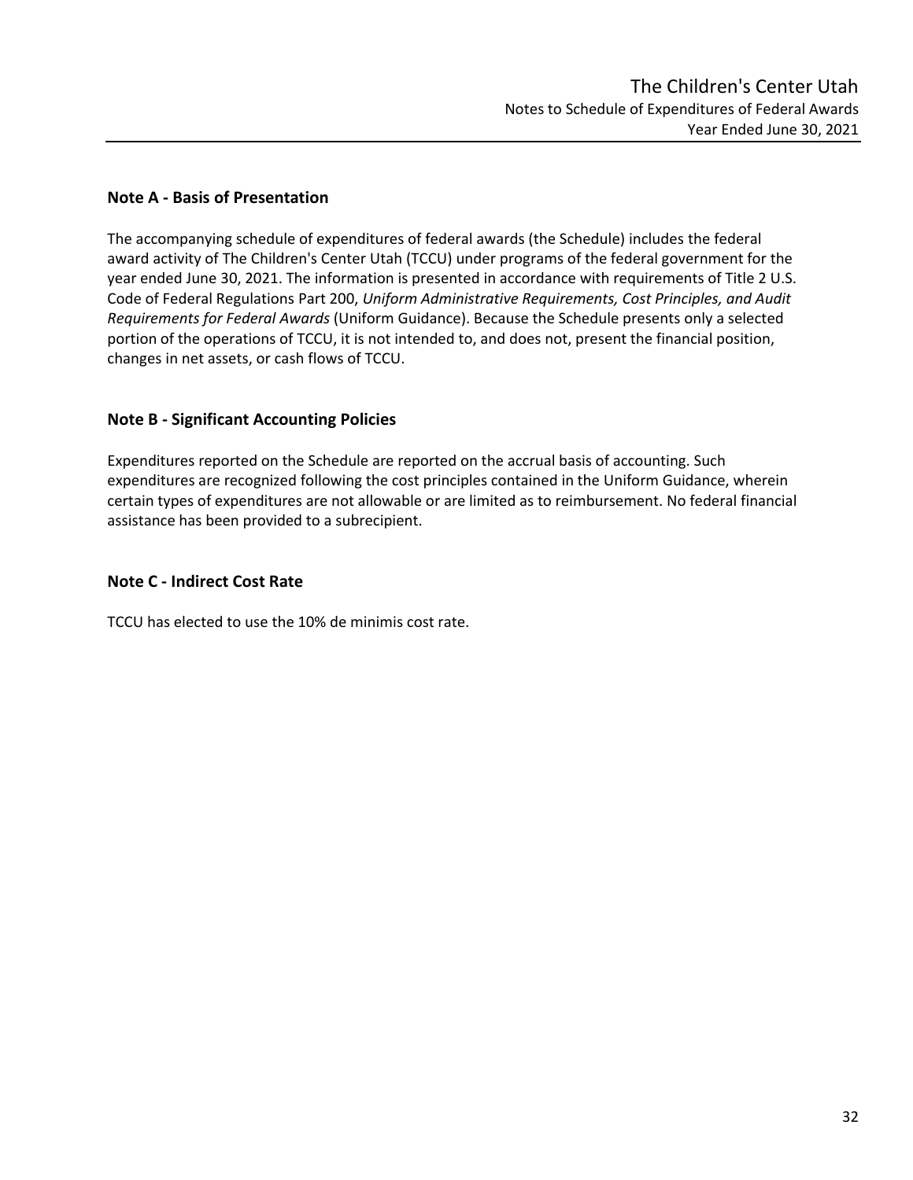## Note A - Basis of Presentation

The accompanying schedule of expenditures of federal awards (the Schedule) includes the federal award activity of The Children's Center Utah (TCCU) under programs of the federal government for the year ended June 30, 2021. The information is presented in accordance with requirements of Title 2 U.S. Code of Federal Regulations Part 200, *Uniform Administrative Requirements, Cost Principles, and Audit Requirements for Federal Awards* (Uniform Guidance). Because the Schedule presents only a selected portion of the operations of TCCU, it is not intended to, and does not, present the financial position, changes in net assets, or cash flows of TCCU.

## Note B - Significant Accounting Policies

Expenditures reported on the Schedule are reported on the accrual basis of accounting. Such expenditures are recognized following the cost principles contained in the Uniform Guidance, wherein certain types of expenditures are not allowable or are limited as to reimbursement. No federal financial assistance has been provided to a subrecipient.

## Note C - Indirect Cost Rate

TCCU has elected to use the 10% de minimis cost rate.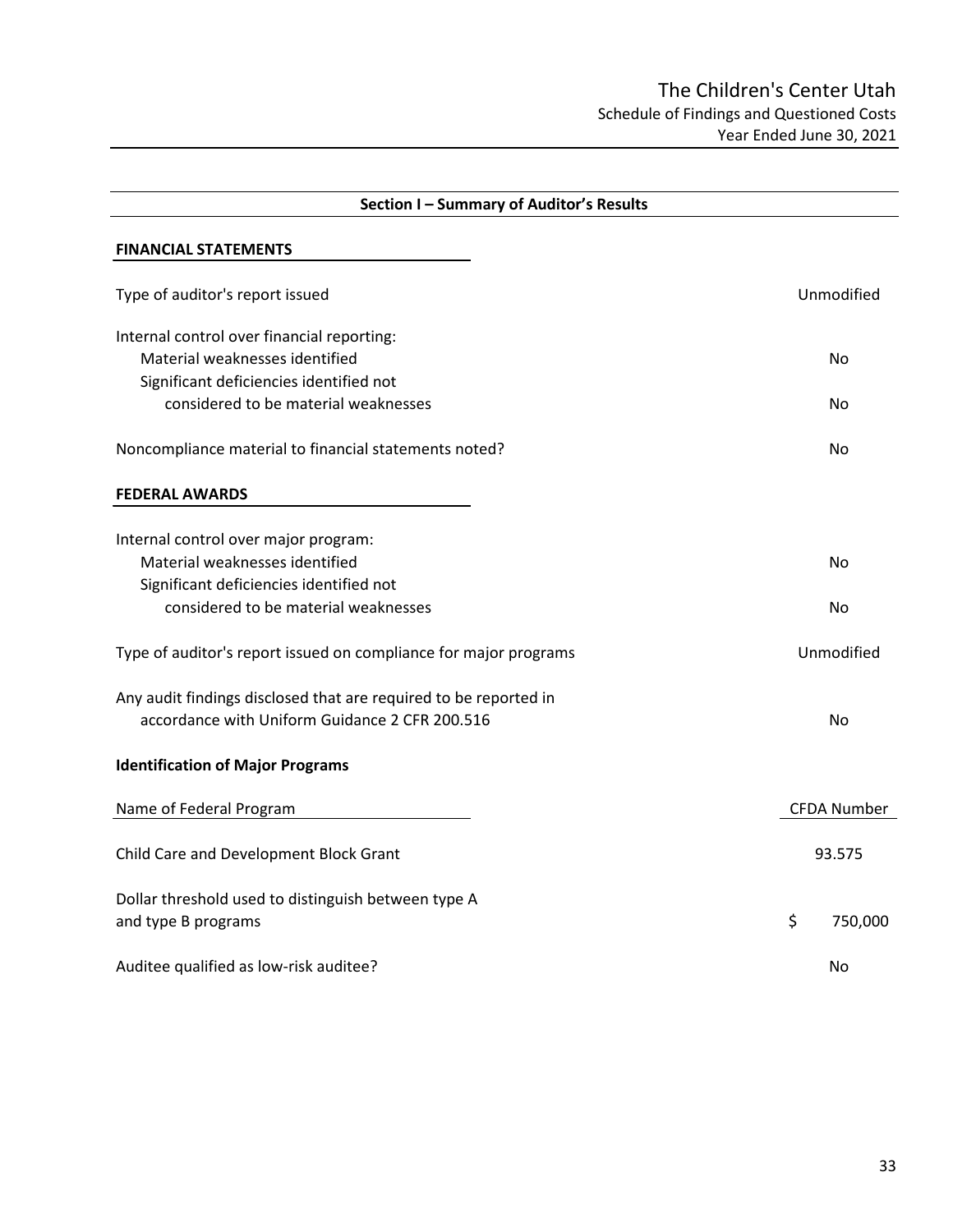# The Children's Center Utah
## Schedule of Findings and Questioned Costs
### Year Ended June 30, 2021

## Section I – Summary of Auditor's Results

**FINANCIAL STATEMENTS**

| | |
|---|---|
| Type of auditor's report issued | Unmodified |
| Internal control over financial reporting: | |
| Material weaknesses identified | No |
| Significant deficiencies identified not considered to be material weaknesses | No |
| Noncompliance material to financial statements noted? | No |

**FEDERAL AWARDS**

| | |
|---|---|
| Internal control over major program: | |
| Material weaknesses identified | No |
| Significant deficiencies identified not considered to be material weaknesses | No |
| Type of auditor's report issued on compliance for major programs | Unmodified |
| Any audit findings disclosed that are required to be reported in accordance with Uniform Guidance 2 CFR 200.516 | No |

**Identification of Major Programs**

| Name of Federal Program | CFDA Number |
|---|---|
| Child Care and Development Block Grant | 93.575 |

| | |
|---|---|
| Dollar threshold used to distinguish between type A and type B programs | $ 750,000 |
| Auditee qualified as low-risk auditee? | No |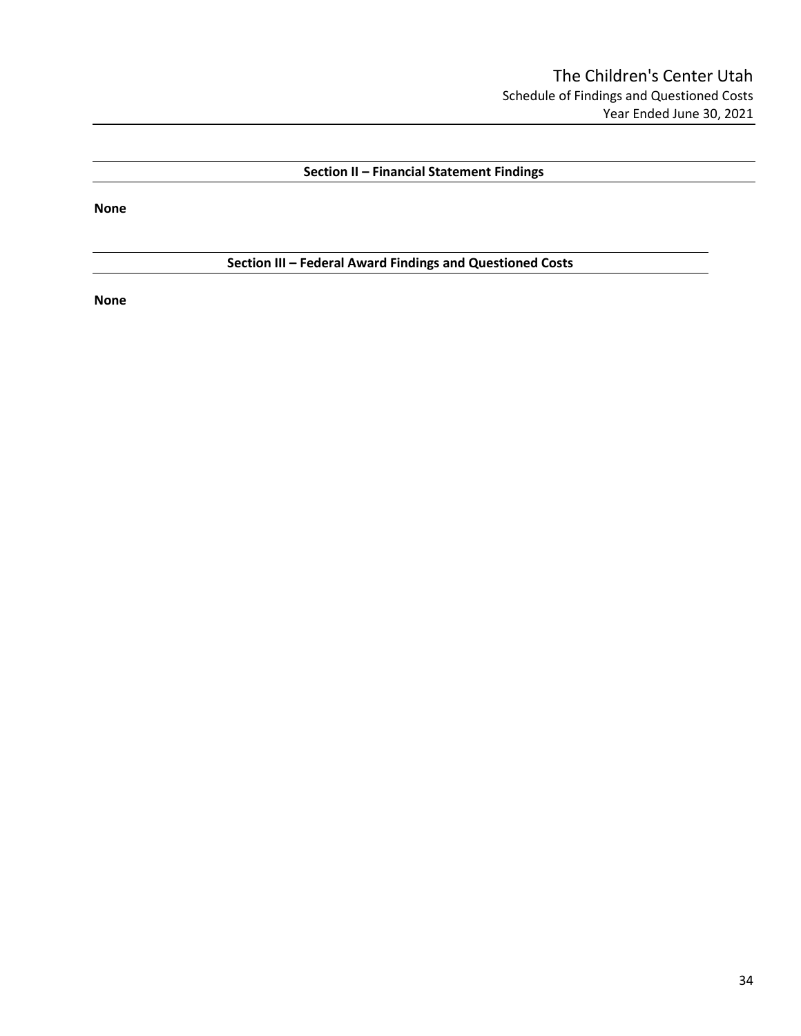## Section II – Financial Statement Findings

**None**

## Section III – Federal Award Findings and Questioned Costs

**None**